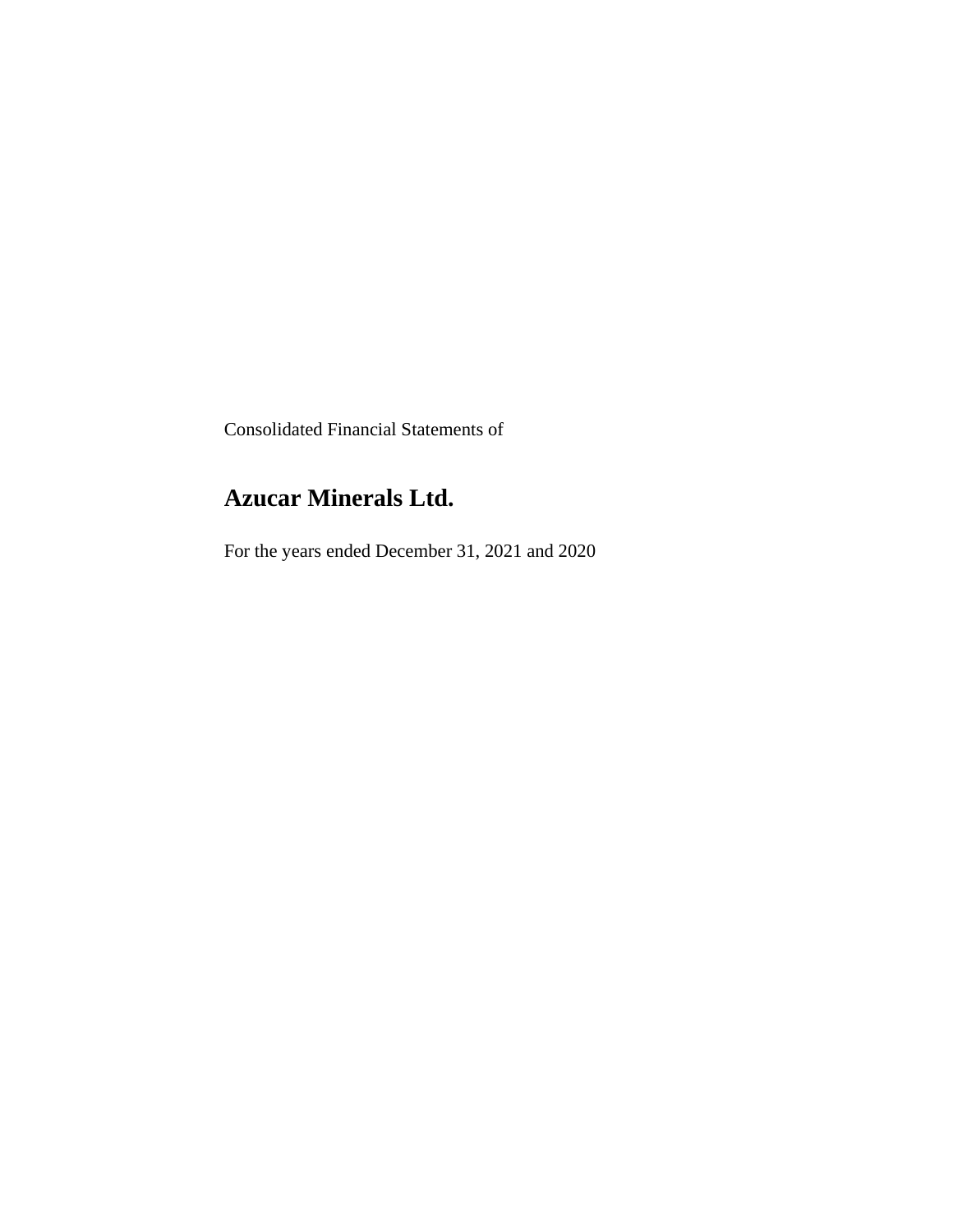Consolidated Financial Statements of

# Azucar Minerals Ltd.

For the years ended December 31, 2021 and 2020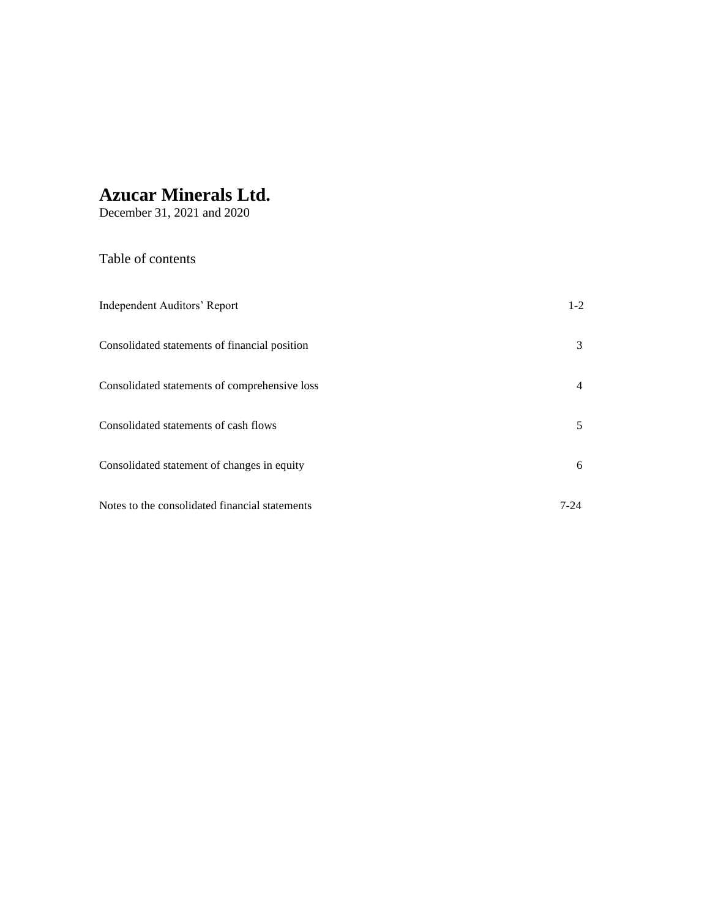# Azucar Minerals Ltd.

December 31, 2021 and 2020

## Table of contents

| | |
|---|---|
| Independent Auditors' Report | 1-2 |
| Consolidated statements of financial position | 3 |
| Consolidated statements of comprehensive loss | 4 |
| Consolidated statements of cash flows | 5 |
| Consolidated statement of changes in equity | 6 |
| Notes to the consolidated financial statements | 7-24 |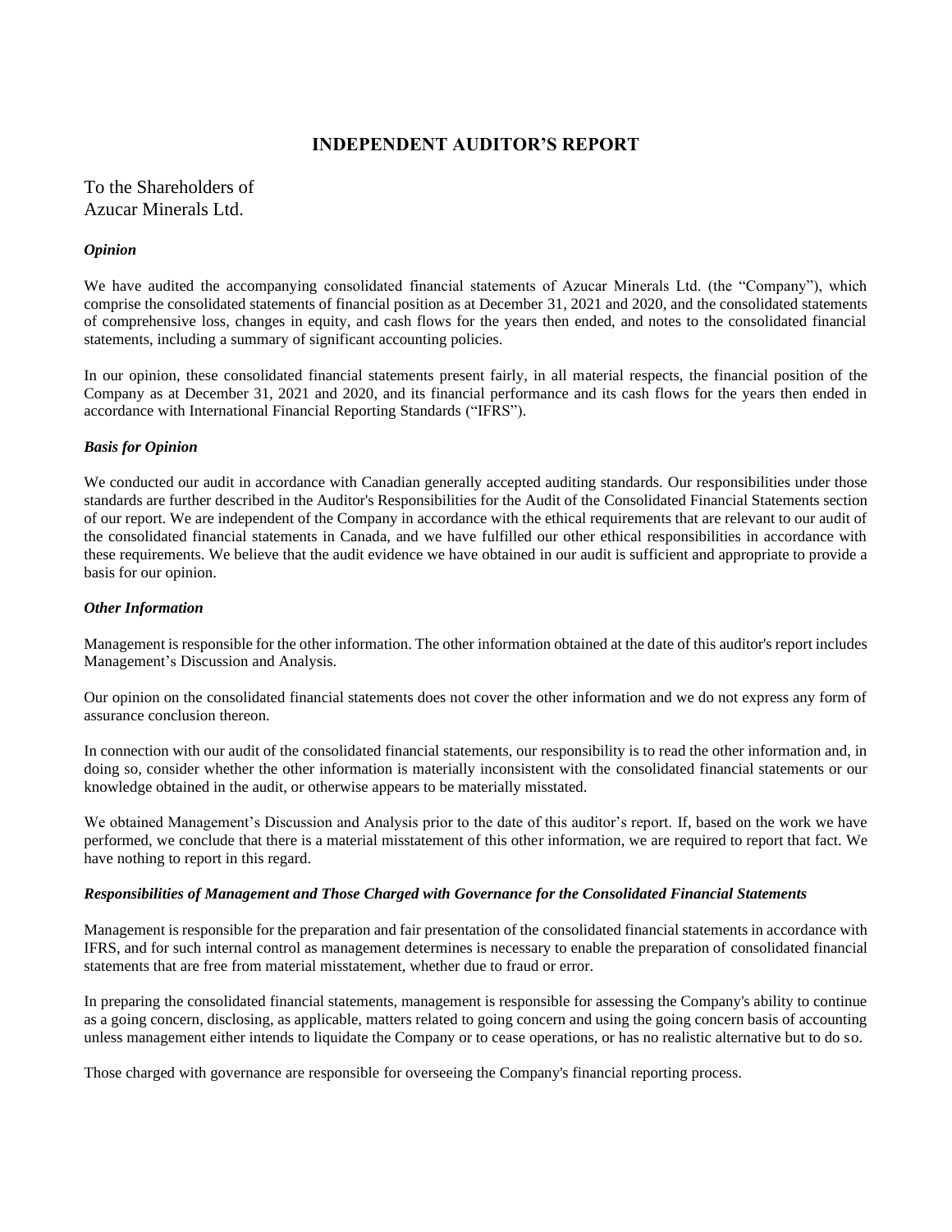# INDEPENDENT AUDITOR'S REPORT

To the Shareholders of
Azucar Minerals Ltd.

***Opinion***

We have audited the accompanying consolidated financial statements of Azucar Minerals Ltd. (the "Company"), which comprise the consolidated statements of financial position as at December 31, 2021 and 2020, and the consolidated statements of comprehensive loss, changes in equity, and cash flows for the years then ended, and notes to the consolidated financial statements, including a summary of significant accounting policies.

In our opinion, these consolidated financial statements present fairly, in all material respects, the financial position of the Company as at December 31, 2021 and 2020, and its financial performance and its cash flows for the years then ended in accordance with International Financial Reporting Standards ("IFRS").

***Basis for Opinion***

We conducted our audit in accordance with Canadian generally accepted auditing standards. Our responsibilities under those standards are further described in the Auditor's Responsibilities for the Audit of the Consolidated Financial Statements section of our report. We are independent of the Company in accordance with the ethical requirements that are relevant to our audit of the consolidated financial statements in Canada, and we have fulfilled our other ethical responsibilities in accordance with these requirements. We believe that the audit evidence we have obtained in our audit is sufficient and appropriate to provide a basis for our opinion.

***Other Information***

Management is responsible for the other information. The other information obtained at the date of this auditor's report includes Management's Discussion and Analysis.

Our opinion on the consolidated financial statements does not cover the other information and we do not express any form of assurance conclusion thereon.

In connection with our audit of the consolidated financial statements, our responsibility is to read the other information and, in doing so, consider whether the other information is materially inconsistent with the consolidated financial statements or our knowledge obtained in the audit, or otherwise appears to be materially misstated.

We obtained Management's Discussion and Analysis prior to the date of this auditor's report. If, based on the work we have performed, we conclude that there is a material misstatement of this other information, we are required to report that fact. We have nothing to report in this regard.

***Responsibilities of Management and Those Charged with Governance for the Consolidated Financial Statements***

Management is responsible for the preparation and fair presentation of the consolidated financial statements in accordance with IFRS, and for such internal control as management determines is necessary to enable the preparation of consolidated financial statements that are free from material misstatement, whether due to fraud or error.

In preparing the consolidated financial statements, management is responsible for assessing the Company's ability to continue as a going concern, disclosing, as applicable, matters related to going concern and using the going concern basis of accounting unless management either intends to liquidate the Company or to cease operations, or has no realistic alternative but to do so.

Those charged with governance are responsible for overseeing the Company's financial reporting process.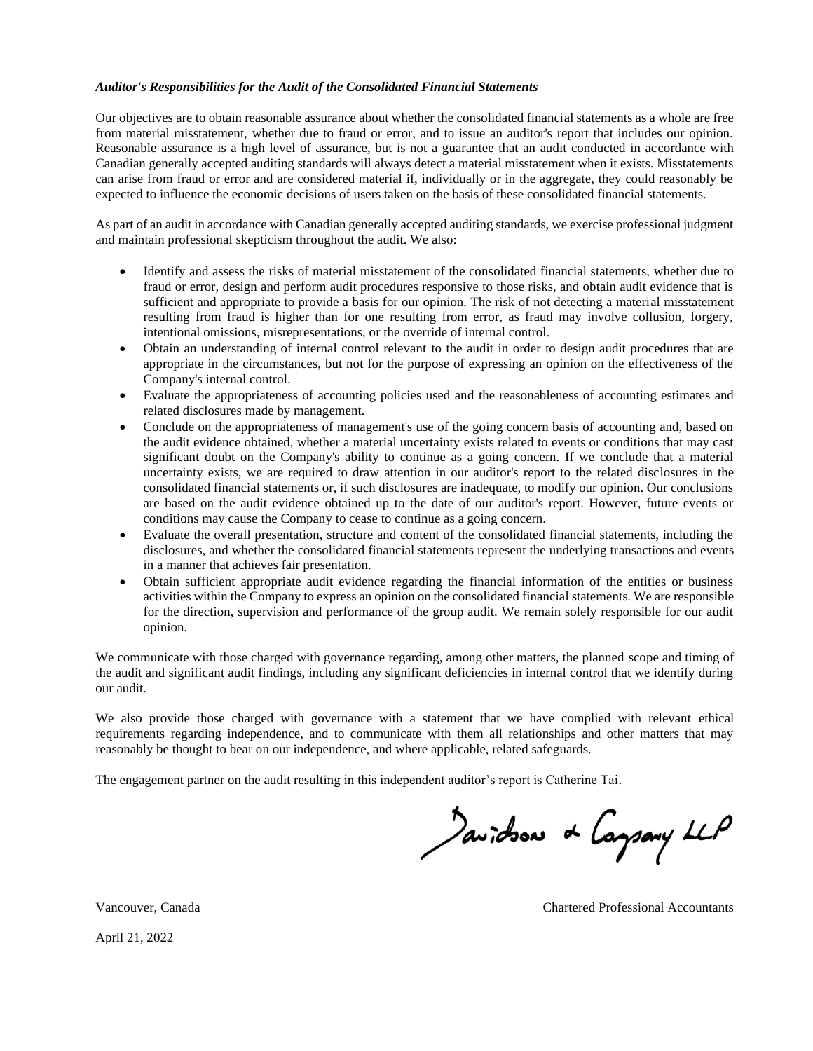***Auditor's Responsibilities for the Audit of the Consolidated Financial Statements***

Our objectives are to obtain reasonable assurance about whether the consolidated financial statements as a whole are free from material misstatement, whether due to fraud or error, and to issue an auditor's report that includes our opinion. Reasonable assurance is a high level of assurance, but is not a guarantee that an audit conducted in accordance with Canadian generally accepted auditing standards will always detect a material misstatement when it exists. Misstatements can arise from fraud or error and are considered material if, individually or in the aggregate, they could reasonably be expected to influence the economic decisions of users taken on the basis of these consolidated financial statements.

As part of an audit in accordance with Canadian generally accepted auditing standards, we exercise professional judgment and maintain professional skepticism throughout the audit. We also:

- Identify and assess the risks of material misstatement of the consolidated financial statements, whether due to fraud or error, design and perform audit procedures responsive to those risks, and obtain audit evidence that is sufficient and appropriate to provide a basis for our opinion. The risk of not detecting a material misstatement resulting from fraud is higher than for one resulting from error, as fraud may involve collusion, forgery, intentional omissions, misrepresentations, or the override of internal control.
- Obtain an understanding of internal control relevant to the audit in order to design audit procedures that are appropriate in the circumstances, but not for the purpose of expressing an opinion on the effectiveness of the Company's internal control.
- Evaluate the appropriateness of accounting policies used and the reasonableness of accounting estimates and related disclosures made by management.
- Conclude on the appropriateness of management's use of the going concern basis of accounting and, based on the audit evidence obtained, whether a material uncertainty exists related to events or conditions that may cast significant doubt on the Company's ability to continue as a going concern. If we conclude that a material uncertainty exists, we are required to draw attention in our auditor's report to the related disclosures in the consolidated financial statements or, if such disclosures are inadequate, to modify our opinion. Our conclusions are based on the audit evidence obtained up to the date of our auditor's report. However, future events or conditions may cause the Company to cease to continue as a going concern.
- Evaluate the overall presentation, structure and content of the consolidated financial statements, including the disclosures, and whether the consolidated financial statements represent the underlying transactions and events in a manner that achieves fair presentation.
- Obtain sufficient appropriate audit evidence regarding the financial information of the entities or business activities within the Company to express an opinion on the consolidated financial statements. We are responsible for the direction, supervision and performance of the group audit. We remain solely responsible for our audit opinion.

We communicate with those charged with governance regarding, among other matters, the planned scope and timing of the audit and significant audit findings, including any significant deficiencies in internal control that we identify during our audit.

We also provide those charged with governance with a statement that we have complied with relevant ethical requirements regarding independence, and to communicate with them all relationships and other matters that may reasonably be thought to bear on our independence, and where applicable, related safeguards.

The engagement partner on the audit resulting in this independent auditor's report is Catherine Tai.

Davidson & Company LLP

Vancouver, Canada

Chartered Professional Accountants

April 21, 2022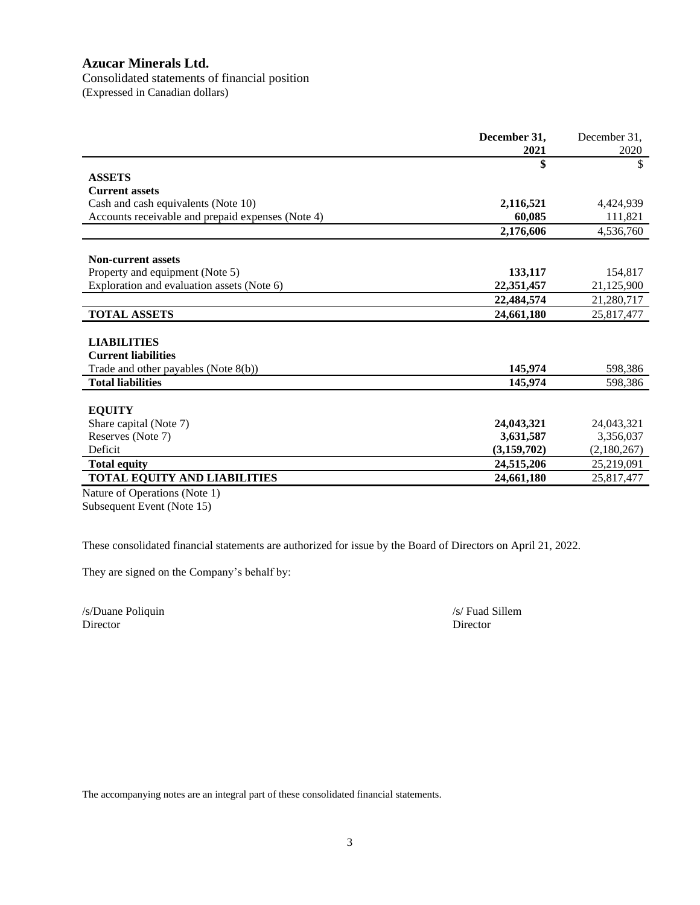# Azucar Minerals Ltd.

Consolidated statements of financial position
(Expressed in Canadian dollars)

| | December 31, 2021 | December 31, 2020 |
|---|---|---|
| | **$** | $ |
| **ASSETS** | | |
| **Current assets** | | |
| Cash and cash equivalents (Note 10) | **2,116,521** | 4,424,939 |
| Accounts receivable and prepaid expenses (Note 4) | **60,085** | 111,821 |
| | **2,176,606** | 4,536,760 |
| **Non-current assets** | | |
| Property and equipment (Note 5) | **133,117** | 154,817 |
| Exploration and evaluation assets (Note 6) | **22,351,457** | 21,125,900 |
| | **22,484,574** | 21,280,717 |
| **TOTAL ASSETS** | **24,661,180** | 25,817,477 |
| **LIABILITIES** | | |
| **Current liabilities** | | |
| Trade and other payables (Note 8(b)) | **145,974** | 598,386 |
| **Total liabilities** | **145,974** | 598,386 |
| **EQUITY** | | |
| Share capital (Note 7) | **24,043,321** | 24,043,321 |
| Reserves (Note 7) | **3,631,587** | 3,356,037 |
| Deficit | **(3,159,702)** | (2,180,267) |
| **Total equity** | **24,515,206** | 25,219,091 |
| **TOTAL EQUITY AND LIABILITIES** | **24,661,180** | 25,817,477 |

Nature of Operations (Note 1)
Subsequent Event (Note 15)

These consolidated financial statements are authorized for issue by the Board of Directors on April 21, 2022.

They are signed on the Company's behalf by:

/s/Duane Poliquin
Director

/s/ Fuad Sillem
Director

The accompanying notes are an integral part of these consolidated financial statements.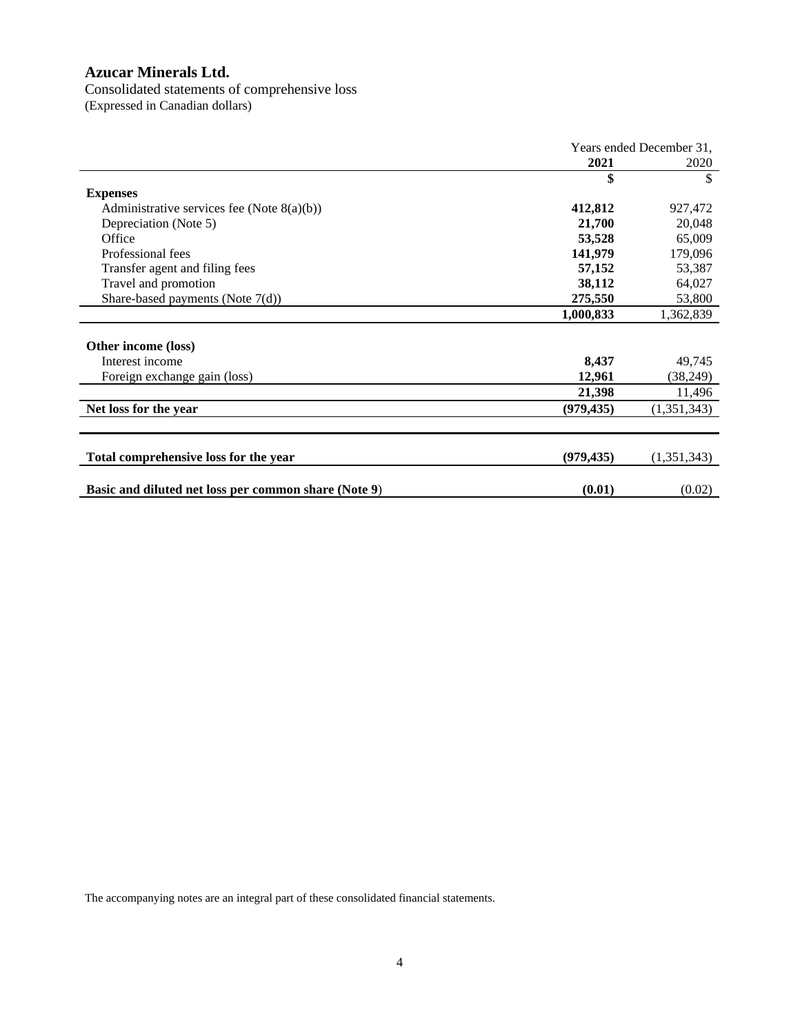# Azucar Minerals Ltd.

Consolidated statements of comprehensive loss
(Expressed in Canadian dollars)

| | Years ended December 31, | |
|---|---|---|
| | **2021** | 2020 |
| | **$** | $ |
| **Expenses** | | |
| Administrative services fee (Note 8(a)(b)) | **412,812** | 927,472 |
| Depreciation (Note 5) | **21,700** | 20,048 |
| Office | **53,528** | 65,009 |
| Professional fees | **141,979** | 179,096 |
| Transfer agent and filing fees | **57,152** | 53,387 |
| Travel and promotion | **38,112** | 64,027 |
| Share-based payments (Note 7(d)) | **275,550** | 53,800 |
| | **1,000,833** | 1,362,839 |
| **Other income (loss)** | | |
| Interest income | **8,437** | 49,745 |
| Foreign exchange gain (loss) | **12,961** | (38,249) |
| | **21,398** | 11,496 |
| **Net loss for the year** | **(979,435)** | (1,351,343) |
| **Total comprehensive loss for the year** | **(979,435)** | (1,351,343) |
| **Basic and diluted net loss per common share (Note 9)** | **(0.01)** | (0.02) |

The accompanying notes are an integral part of these consolidated financial statements.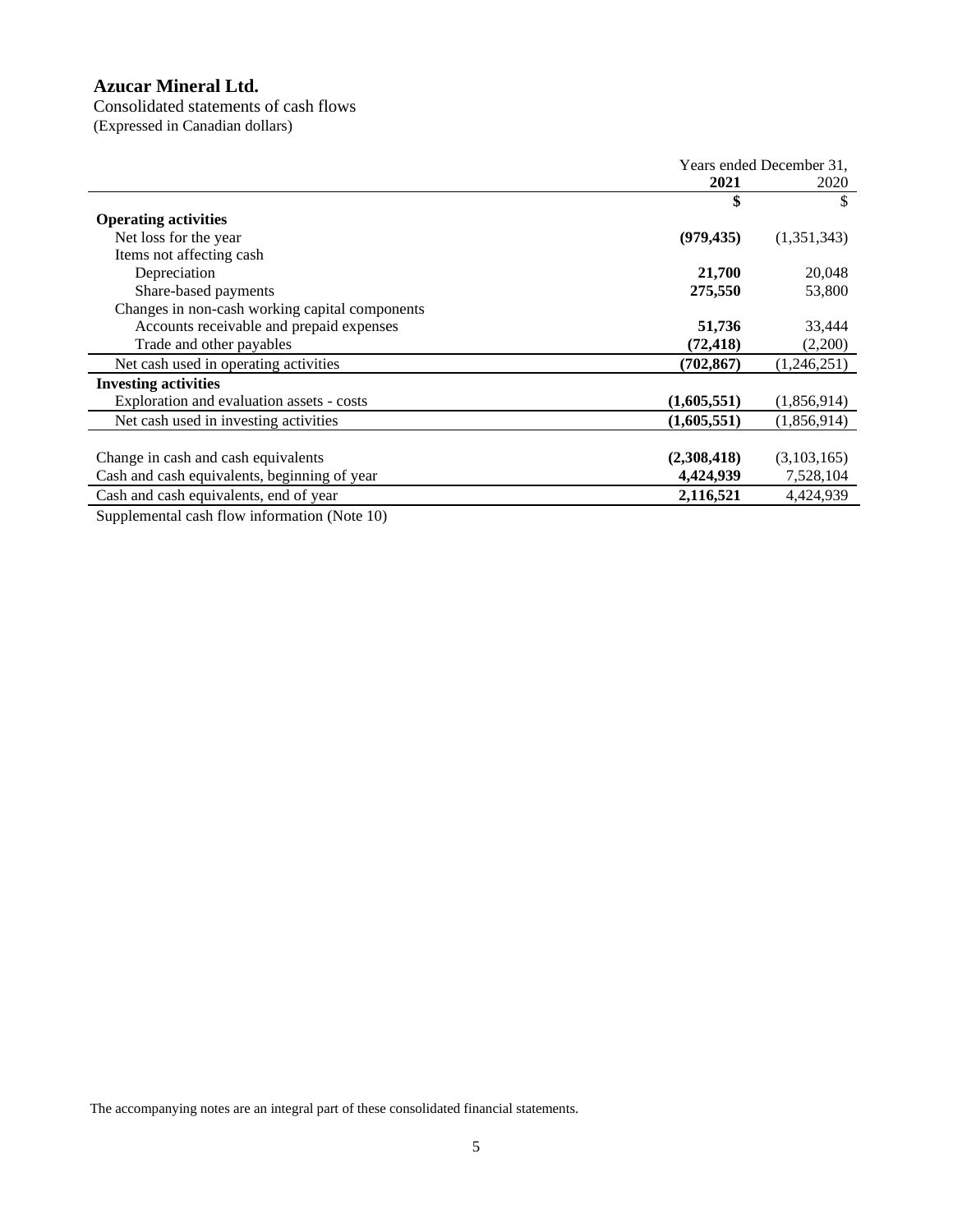# Azucar Mineral Ltd.

Consolidated statements of cash flows
(Expressed in Canadian dollars)

| | Years ended December 31, | |
|---|---|---|
| | **2021** | 2020 |
| | **$** | $ |
| **Operating activities** | | |
| Net loss for the year | **(979,435)** | (1,351,343) |
| Items not affecting cash | | |
| Depreciation | **21,700** | 20,048 |
| Share-based payments | **275,550** | 53,800 |
| Changes in non-cash working capital components | | |
| Accounts receivable and prepaid expenses | **51,736** | 33,444 |
| Trade and other payables | **(72,418)** | (2,200) |
| Net cash used in operating activities | **(702,867)** | (1,246,251) |
| **Investing activities** | | |
| Exploration and evaluation assets - costs | **(1,605,551)** | (1,856,914) |
| Net cash used in investing activities | **(1,605,551)** | (1,856,914) |
| | | |
| Change in cash and cash equivalents | **(2,308,418)** | (3,103,165) |
| Cash and cash equivalents, beginning of year | **4,424,939** | 7,528,104 |
| Cash and cash equivalents, end of year | **2,116,521** | 4,424,939 |

Supplemental cash flow information (Note 10)

The accompanying notes are an integral part of these consolidated financial statements.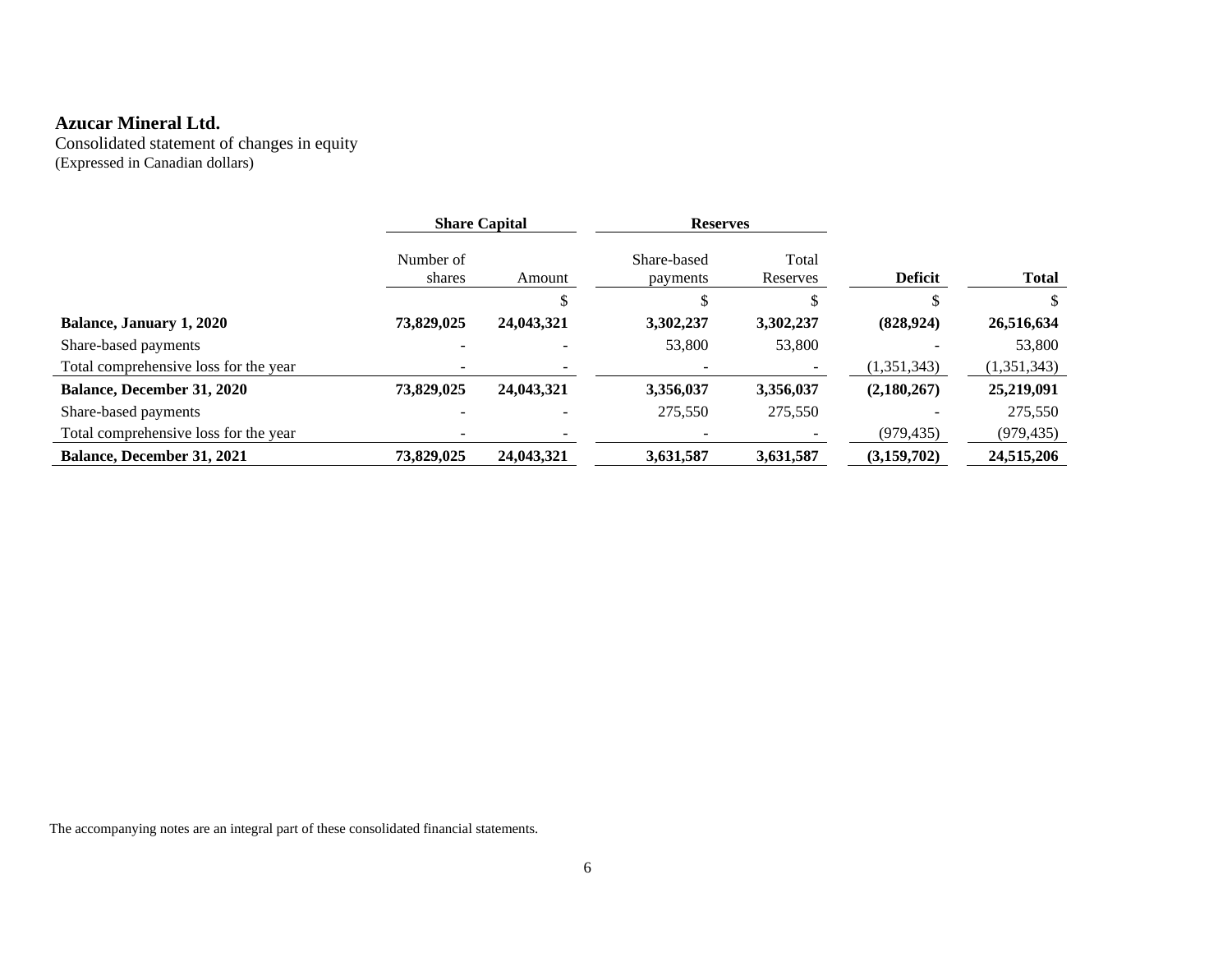**Azucar Mineral Ltd.**

Consolidated statement of changes in equity
(Expressed in Canadian dollars)

| | Share Capital | | Reserves | | | |
|---|---|---|---|---|---|---|
| | Number of shares | Amount | Share-based payments | Total Reserves | Deficit | Total |
| | | $ | $ | $ | $ | $ |
| **Balance, January 1, 2020** | **73,829,025** | **24,043,321** | **3,302,237** | **3,302,237** | **(828,924)** | **26,516,634** |
| Share-based payments | - | - | 53,800 | 53,800 | - | 53,800 |
| Total comprehensive loss for the year | - | - | - | - | (1,351,343) | (1,351,343) |
| **Balance, December 31, 2020** | **73,829,025** | **24,043,321** | **3,356,037** | **3,356,037** | **(2,180,267)** | **25,219,091** |
| Share-based payments | - | - | 275,550 | 275,550 | - | 275,550 |
| Total comprehensive loss for the year | - | - | - | - | (979,435) | (979,435) |
| **Balance, December 31, 2021** | **73,829,025** | **24,043,321** | **3,631,587** | **3,631,587** | **(3,159,702)** | **24,515,206** |

The accompanying notes are an integral part of these consolidated financial statements.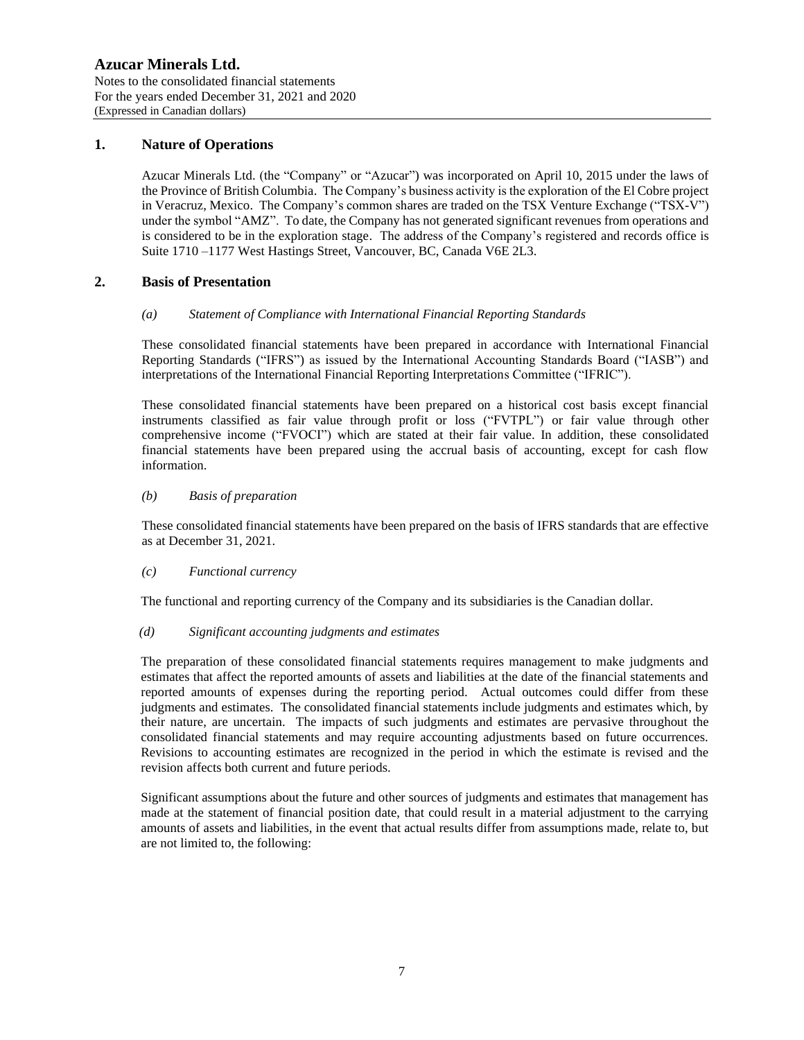# Azucar Minerals Ltd.

Notes to the consolidated financial statements
For the years ended December 31, 2021 and 2020
(Expressed in Canadian dollars)

## 1. Nature of Operations

Azucar Minerals Ltd. (the "Company" or "Azucar") was incorporated on April 10, 2015 under the laws of the Province of British Columbia. The Company's business activity is the exploration of the El Cobre project in Veracruz, Mexico. The Company's common shares are traded on the TSX Venture Exchange ("TSX-V") under the symbol "AMZ". To date, the Company has not generated significant revenues from operations and is considered to be in the exploration stage. The address of the Company's registered and records office is Suite 1710 –1177 West Hastings Street, Vancouver, BC, Canada V6E 2L3.

## 2. Basis of Presentation

### *(a) Statement of Compliance with International Financial Reporting Standards*

These consolidated financial statements have been prepared in accordance with International Financial Reporting Standards ("IFRS") as issued by the International Accounting Standards Board ("IASB") and interpretations of the International Financial Reporting Interpretations Committee ("IFRIC").

These consolidated financial statements have been prepared on a historical cost basis except financial instruments classified as fair value through profit or loss ("FVTPL") or fair value through other comprehensive income ("FVOCI") which are stated at their fair value. In addition, these consolidated financial statements have been prepared using the accrual basis of accounting, except for cash flow information.

### *(b) Basis of preparation*

These consolidated financial statements have been prepared on the basis of IFRS standards that are effective as at December 31, 2021.

### *(c) Functional currency*

The functional and reporting currency of the Company and its subsidiaries is the Canadian dollar.

### *(d) Significant accounting judgments and estimates*

The preparation of these consolidated financial statements requires management to make judgments and estimates that affect the reported amounts of assets and liabilities at the date of the financial statements and reported amounts of expenses during the reporting period. Actual outcomes could differ from these judgments and estimates. The consolidated financial statements include judgments and estimates which, by their nature, are uncertain. The impacts of such judgments and estimates are pervasive throughout the consolidated financial statements and may require accounting adjustments based on future occurrences. Revisions to accounting estimates are recognized in the period in which the estimate is revised and the revision affects both current and future periods.

Significant assumptions about the future and other sources of judgments and estimates that management has made at the statement of financial position date, that could result in a material adjustment to the carrying amounts of assets and liabilities, in the event that actual results differ from assumptions made, relate to, but are not limited to, the following: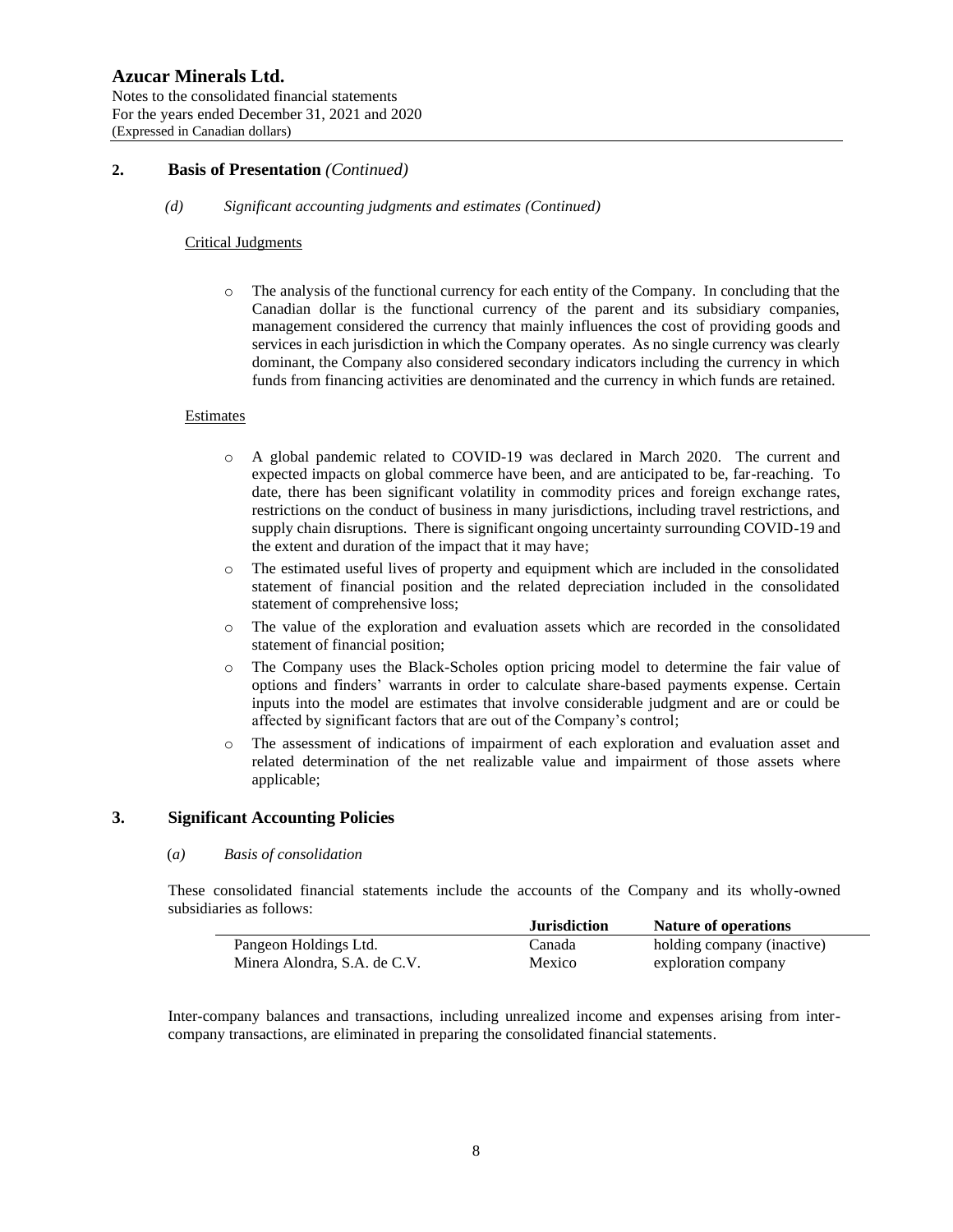## 2. Basis of Presentation *(Continued)*

*(d) Significant accounting judgments and estimates (Continued)*

<u>Critical Judgments</u>

- The analysis of the functional currency for each entity of the Company. In concluding that the Canadian dollar is the functional currency of the parent and its subsidiary companies, management considered the currency that mainly influences the cost of providing goods and services in each jurisdiction in which the Company operates. As no single currency was clearly dominant, the Company also considered secondary indicators including the currency in which funds from financing activities are denominated and the currency in which funds are retained.

<u>Estimates</u>

- A global pandemic related to COVID-19 was declared in March 2020. The current and expected impacts on global commerce have been, and are anticipated to be, far-reaching. To date, there has been significant volatility in commodity prices and foreign exchange rates, restrictions on the conduct of business in many jurisdictions, including travel restrictions, and supply chain disruptions. There is significant ongoing uncertainty surrounding COVID-19 and the extent and duration of the impact that it may have;
- The estimated useful lives of property and equipment which are included in the consolidated statement of financial position and the related depreciation included in the consolidated statement of comprehensive loss;
- The value of the exploration and evaluation assets which are recorded in the consolidated statement of financial position;
- The Company uses the Black-Scholes option pricing model to determine the fair value of options and finders' warrants in order to calculate share-based payments expense. Certain inputs into the model are estimates that involve considerable judgment and are or could be affected by significant factors that are out of the Company's control;
- The assessment of indications of impairment of each exploration and evaluation asset and related determination of the net realizable value and impairment of those assets where applicable;

## 3. Significant Accounting Policies

*(a) Basis of consolidation*

These consolidated financial statements include the accounts of the Company and its wholly-owned subsidiaries as follows:

| | **Jurisdiction** | **Nature of operations** |
|---|---|---|
| Pangeon Holdings Ltd. | Canada | holding company (inactive) |
| Minera Alondra, S.A. de C.V. | Mexico | exploration company |

Inter-company balances and transactions, including unrealized income and expenses arising from inter-company transactions, are eliminated in preparing the consolidated financial statements.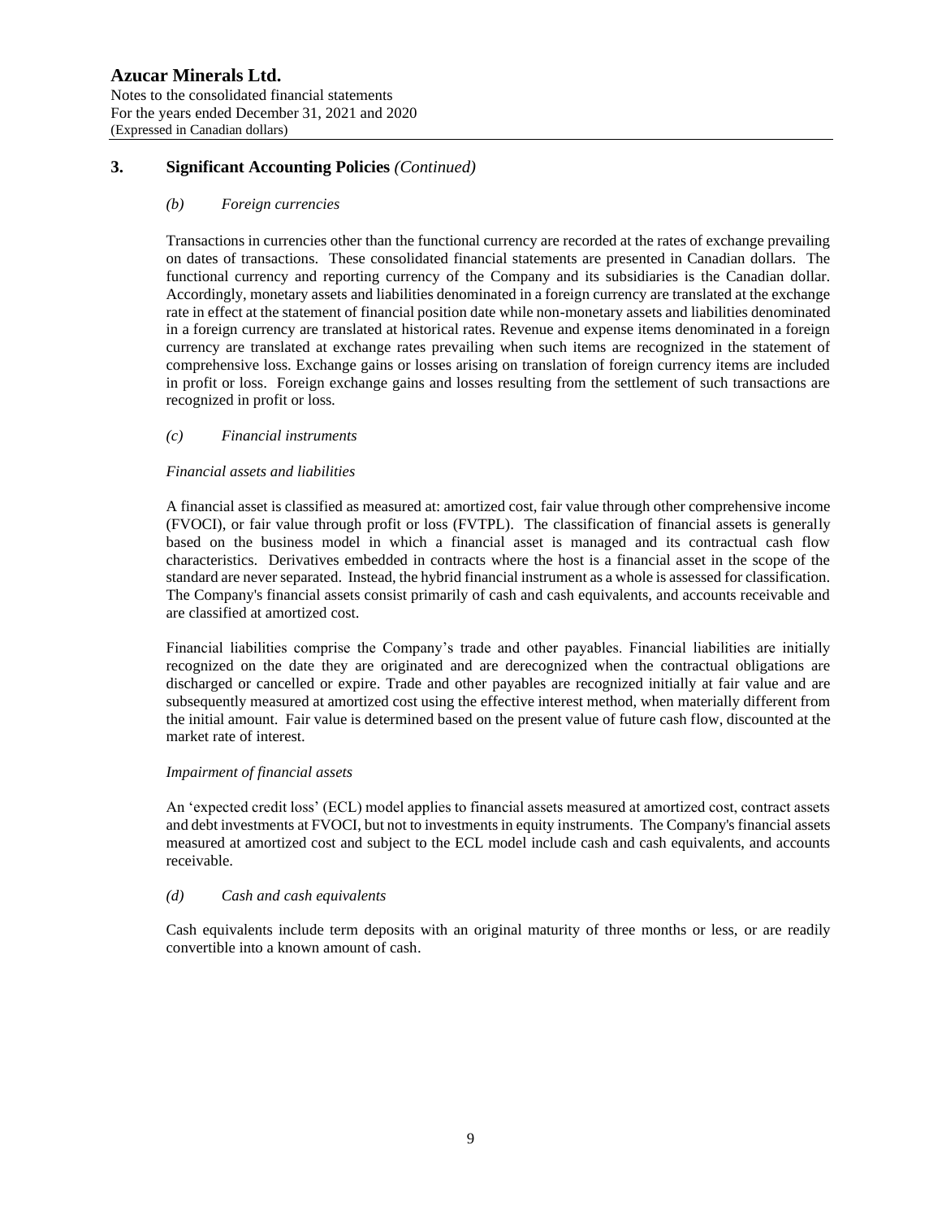## 3. Significant Accounting Policies *(Continued)*

### *(b) Foreign currencies*

Transactions in currencies other than the functional currency are recorded at the rates of exchange prevailing on dates of transactions. These consolidated financial statements are presented in Canadian dollars. The functional currency and reporting currency of the Company and its subsidiaries is the Canadian dollar. Accordingly, monetary assets and liabilities denominated in a foreign currency are translated at the exchange rate in effect at the statement of financial position date while non-monetary assets and liabilities denominated in a foreign currency are translated at historical rates. Revenue and expense items denominated in a foreign currency are translated at exchange rates prevailing when such items are recognized in the statement of comprehensive loss. Exchange gains or losses arising on translation of foreign currency items are included in profit or loss. Foreign exchange gains and losses resulting from the settlement of such transactions are recognized in profit or loss.

### *(c) Financial instruments*

*Financial assets and liabilities*

A financial asset is classified as measured at: amortized cost, fair value through other comprehensive income (FVOCI), or fair value through profit or loss (FVTPL). The classification of financial assets is generally based on the business model in which a financial asset is managed and its contractual cash flow characteristics. Derivatives embedded in contracts where the host is a financial asset in the scope of the standard are never separated. Instead, the hybrid financial instrument as a whole is assessed for classification. The Company's financial assets consist primarily of cash and cash equivalents, and accounts receivable and are classified at amortized cost.

Financial liabilities comprise the Company's trade and other payables. Financial liabilities are initially recognized on the date they are originated and are derecognized when the contractual obligations are discharged or cancelled or expire. Trade and other payables are recognized initially at fair value and are subsequently measured at amortized cost using the effective interest method, when materially different from the initial amount. Fair value is determined based on the present value of future cash flow, discounted at the market rate of interest.

*Impairment of financial assets*

An 'expected credit loss' (ECL) model applies to financial assets measured at amortized cost, contract assets and debt investments at FVOCI, but not to investments in equity instruments. The Company's financial assets measured at amortized cost and subject to the ECL model include cash and cash equivalents, and accounts receivable.

### *(d) Cash and cash equivalents*

Cash equivalents include term deposits with an original maturity of three months or less, or are readily convertible into a known amount of cash.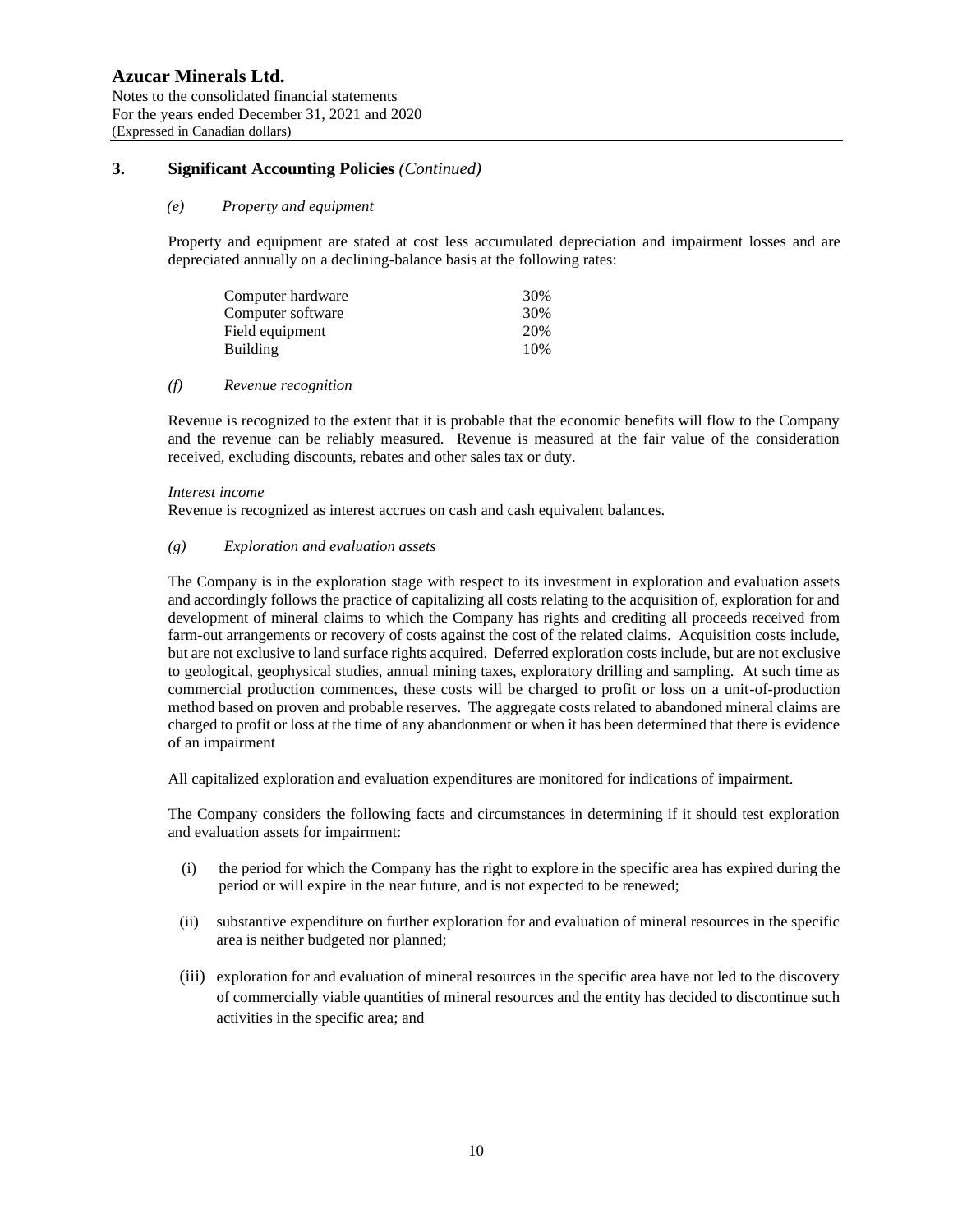**Azucar Minerals Ltd.**
Notes to the consolidated financial statements
For the years ended December 31, 2021 and 2020
(Expressed in Canadian dollars)

## 3. Significant Accounting Policies *(Continued)*

### *(e) Property and equipment*

Property and equipment are stated at cost less accumulated depreciation and impairment losses and are depreciated annually on a declining-balance basis at the following rates:

| | |
|---|---|
| Computer hardware | 30% |
| Computer software | 30% |
| Field equipment | 20% |
| Building | 10% |

### *(f) Revenue recognition*

Revenue is recognized to the extent that it is probable that the economic benefits will flow to the Company and the revenue can be reliably measured. Revenue is measured at the fair value of the consideration received, excluding discounts, rebates and other sales tax or duty.

*Interest income*
Revenue is recognized as interest accrues on cash and cash equivalent balances.

### *(g) Exploration and evaluation assets*

The Company is in the exploration stage with respect to its investment in exploration and evaluation assets and accordingly follows the practice of capitalizing all costs relating to the acquisition of, exploration for and development of mineral claims to which the Company has rights and crediting all proceeds received from farm-out arrangements or recovery of costs against the cost of the related claims. Acquisition costs include, but are not exclusive to land surface rights acquired. Deferred exploration costs include, but are not exclusive to geological, geophysical studies, annual mining taxes, exploratory drilling and sampling. At such time as commercial production commences, these costs will be charged to profit or loss on a unit-of-production method based on proven and probable reserves. The aggregate costs related to abandoned mineral claims are charged to profit or loss at the time of any abandonment or when it has been determined that there is evidence of an impairment

All capitalized exploration and evaluation expenditures are monitored for indications of impairment.

The Company considers the following facts and circumstances in determining if it should test exploration and evaluation assets for impairment:

(i) the period for which the Company has the right to explore in the specific area has expired during the period or will expire in the near future, and is not expected to be renewed;

(ii) substantive expenditure on further exploration for and evaluation of mineral resources in the specific area is neither budgeted nor planned;

(iii) exploration for and evaluation of mineral resources in the specific area have not led to the discovery of commercially viable quantities of mineral resources and the entity has decided to discontinue such activities in the specific area; and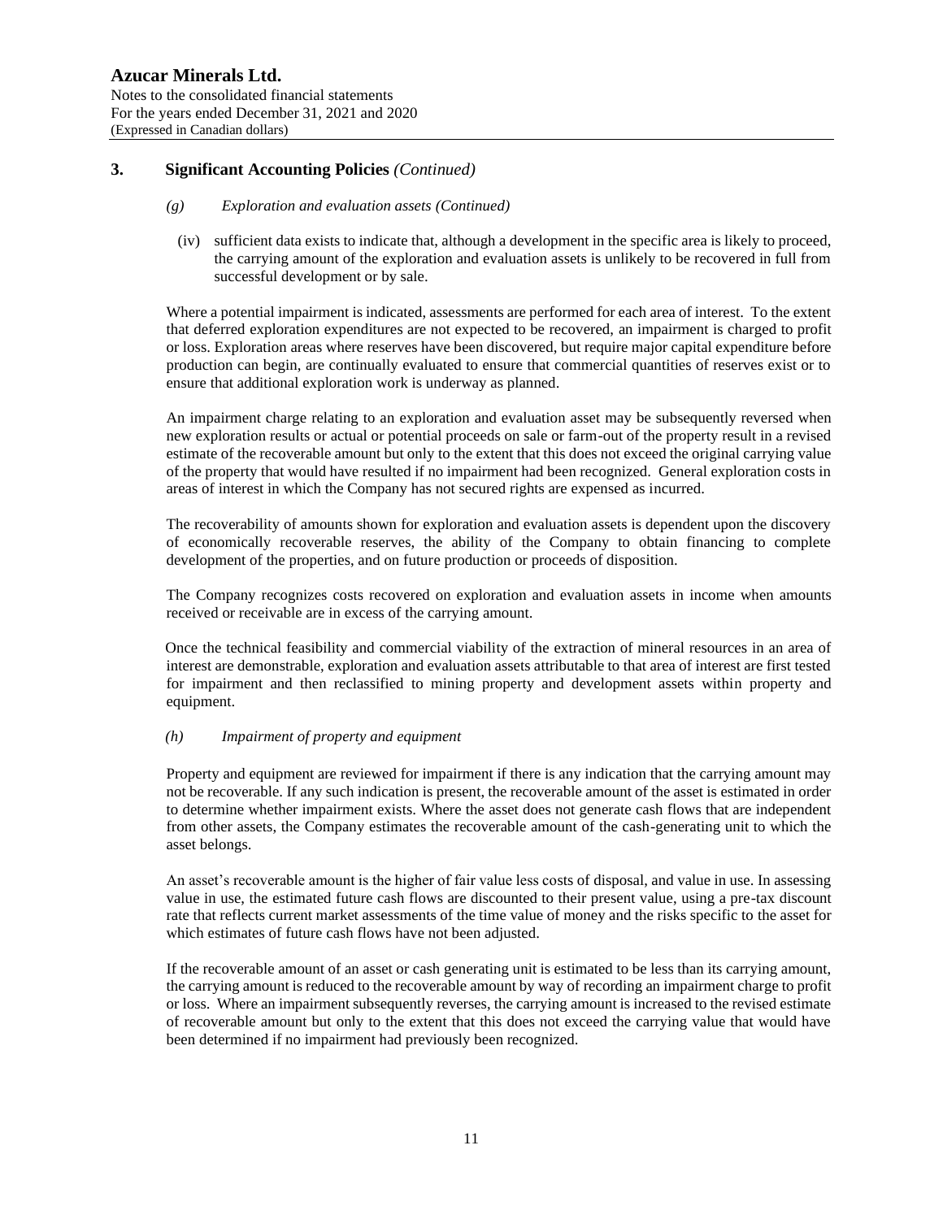## 3. Significant Accounting Policies *(Continued)*

### *(g) Exploration and evaluation assets (Continued)*

(iv) sufficient data exists to indicate that, although a development in the specific area is likely to proceed, the carrying amount of the exploration and evaluation assets is unlikely to be recovered in full from successful development or by sale.

Where a potential impairment is indicated, assessments are performed for each area of interest. To the extent that deferred exploration expenditures are not expected to be recovered, an impairment is charged to profit or loss. Exploration areas where reserves have been discovered, but require major capital expenditure before production can begin, are continually evaluated to ensure that commercial quantities of reserves exist or to ensure that additional exploration work is underway as planned.

An impairment charge relating to an exploration and evaluation asset may be subsequently reversed when new exploration results or actual or potential proceeds on sale or farm-out of the property result in a revised estimate of the recoverable amount but only to the extent that this does not exceed the original carrying value of the property that would have resulted if no impairment had been recognized. General exploration costs in areas of interest in which the Company has not secured rights are expensed as incurred.

The recoverability of amounts shown for exploration and evaluation assets is dependent upon the discovery of economically recoverable reserves, the ability of the Company to obtain financing to complete development of the properties, and on future production or proceeds of disposition.

The Company recognizes costs recovered on exploration and evaluation assets in income when amounts received or receivable are in excess of the carrying amount.

Once the technical feasibility and commercial viability of the extraction of mineral resources in an area of interest are demonstrable, exploration and evaluation assets attributable to that area of interest are first tested for impairment and then reclassified to mining property and development assets within property and equipment.

### *(h) Impairment of property and equipment*

Property and equipment are reviewed for impairment if there is any indication that the carrying amount may not be recoverable. If any such indication is present, the recoverable amount of the asset is estimated in order to determine whether impairment exists. Where the asset does not generate cash flows that are independent from other assets, the Company estimates the recoverable amount of the cash-generating unit to which the asset belongs.

An asset's recoverable amount is the higher of fair value less costs of disposal, and value in use. In assessing value in use, the estimated future cash flows are discounted to their present value, using a pre-tax discount rate that reflects current market assessments of the time value of money and the risks specific to the asset for which estimates of future cash flows have not been adjusted.

If the recoverable amount of an asset or cash generating unit is estimated to be less than its carrying amount, the carrying amount is reduced to the recoverable amount by way of recording an impairment charge to profit or loss. Where an impairment subsequently reverses, the carrying amount is increased to the revised estimate of recoverable amount but only to the extent that this does not exceed the carrying value that would have been determined if no impairment had previously been recognized.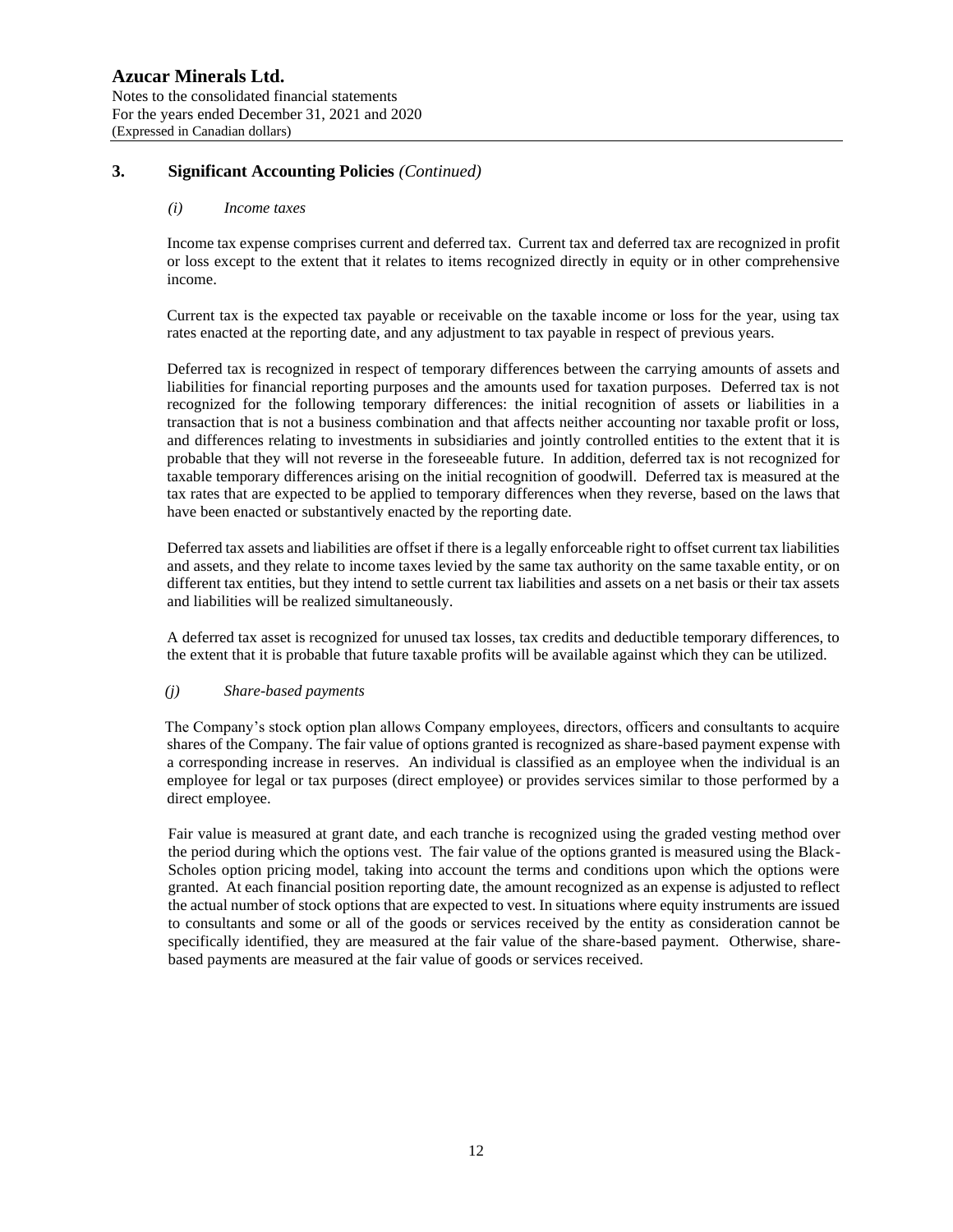# Azucar Minerals Ltd.

Notes to the consolidated financial statements
For the years ended December 31, 2021 and 2020
(Expressed in Canadian dollars)

## 3. Significant Accounting Policies *(Continued)*

### *(i) Income taxes*

Income tax expense comprises current and deferred tax. Current tax and deferred tax are recognized in profit or loss except to the extent that it relates to items recognized directly in equity or in other comprehensive income.

Current tax is the expected tax payable or receivable on the taxable income or loss for the year, using tax rates enacted at the reporting date, and any adjustment to tax payable in respect of previous years.

Deferred tax is recognized in respect of temporary differences between the carrying amounts of assets and liabilities for financial reporting purposes and the amounts used for taxation purposes. Deferred tax is not recognized for the following temporary differences: the initial recognition of assets or liabilities in a transaction that is not a business combination and that affects neither accounting nor taxable profit or loss, and differences relating to investments in subsidiaries and jointly controlled entities to the extent that it is probable that they will not reverse in the foreseeable future. In addition, deferred tax is not recognized for taxable temporary differences arising on the initial recognition of goodwill. Deferred tax is measured at the tax rates that are expected to be applied to temporary differences when they reverse, based on the laws that have been enacted or substantively enacted by the reporting date.

Deferred tax assets and liabilities are offset if there is a legally enforceable right to offset current tax liabilities and assets, and they relate to income taxes levied by the same tax authority on the same taxable entity, or on different tax entities, but they intend to settle current tax liabilities and assets on a net basis or their tax assets and liabilities will be realized simultaneously.

A deferred tax asset is recognized for unused tax losses, tax credits and deductible temporary differences, to the extent that it is probable that future taxable profits will be available against which they can be utilized.

### *(j) Share-based payments*

The Company's stock option plan allows Company employees, directors, officers and consultants to acquire shares of the Company. The fair value of options granted is recognized as share-based payment expense with a corresponding increase in reserves. An individual is classified as an employee when the individual is an employee for legal or tax purposes (direct employee) or provides services similar to those performed by a direct employee.

Fair value is measured at grant date, and each tranche is recognized using the graded vesting method over the period during which the options vest. The fair value of the options granted is measured using the Black-Scholes option pricing model, taking into account the terms and conditions upon which the options were granted. At each financial position reporting date, the amount recognized as an expense is adjusted to reflect the actual number of stock options that are expected to vest. In situations where equity instruments are issued to consultants and some or all of the goods or services received by the entity as consideration cannot be specifically identified, they are measured at the fair value of the share-based payment. Otherwise, share-based payments are measured at the fair value of goods or services received.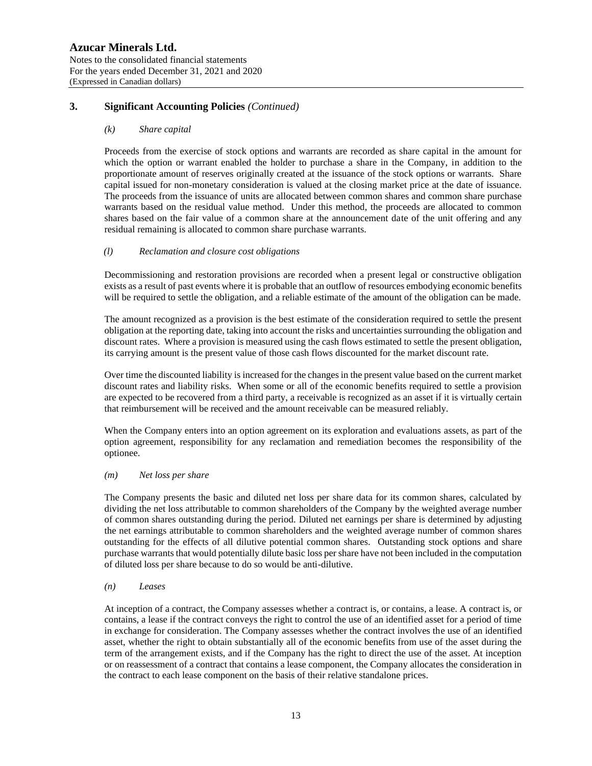## 3. Significant Accounting Policies *(Continued)*

### *(k) Share capital*

Proceeds from the exercise of stock options and warrants are recorded as share capital in the amount for which the option or warrant enabled the holder to purchase a share in the Company, in addition to the proportionate amount of reserves originally created at the issuance of the stock options or warrants. Share capital issued for non-monetary consideration is valued at the closing market price at the date of issuance. The proceeds from the issuance of units are allocated between common shares and common share purchase warrants based on the residual value method. Under this method, the proceeds are allocated to common shares based on the fair value of a common share at the announcement date of the unit offering and any residual remaining is allocated to common share purchase warrants.

### *(l) Reclamation and closure cost obligations*

Decommissioning and restoration provisions are recorded when a present legal or constructive obligation exists as a result of past events where it is probable that an outflow of resources embodying economic benefits will be required to settle the obligation, and a reliable estimate of the amount of the obligation can be made.

The amount recognized as a provision is the best estimate of the consideration required to settle the present obligation at the reporting date, taking into account the risks and uncertainties surrounding the obligation and discount rates. Where a provision is measured using the cash flows estimated to settle the present obligation, its carrying amount is the present value of those cash flows discounted for the market discount rate.

Over time the discounted liability is increased for the changes in the present value based on the current market discount rates and liability risks. When some or all of the economic benefits required to settle a provision are expected to be recovered from a third party, a receivable is recognized as an asset if it is virtually certain that reimbursement will be received and the amount receivable can be measured reliably.

When the Company enters into an option agreement on its exploration and evaluations assets, as part of the option agreement, responsibility for any reclamation and remediation becomes the responsibility of the optionee.

### *(m) Net loss per share*

The Company presents the basic and diluted net loss per share data for its common shares, calculated by dividing the net loss attributable to common shareholders of the Company by the weighted average number of common shares outstanding during the period. Diluted net earnings per share is determined by adjusting the net earnings attributable to common shareholders and the weighted average number of common shares outstanding for the effects of all dilutive potential common shares. Outstanding stock options and share purchase warrants that would potentially dilute basic loss per share have not been included in the computation of diluted loss per share because to do so would be anti-dilutive.

### *(n) Leases*

At inception of a contract, the Company assesses whether a contract is, or contains, a lease. A contract is, or contains, a lease if the contract conveys the right to control the use of an identified asset for a period of time in exchange for consideration. The Company assesses whether the contract involves the use of an identified asset, whether the right to obtain substantially all of the economic benefits from use of the asset during the term of the arrangement exists, and if the Company has the right to direct the use of the asset. At inception or on reassessment of a contract that contains a lease component, the Company allocates the consideration in the contract to each lease component on the basis of their relative standalone prices.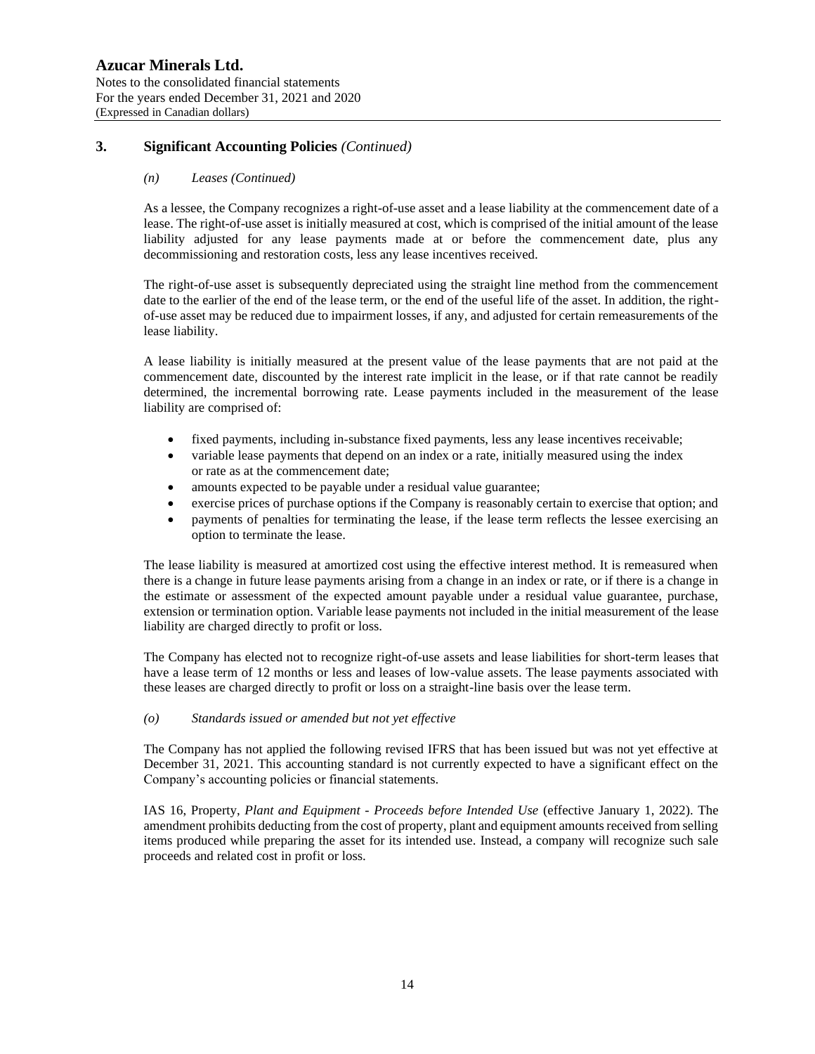## 3. Significant Accounting Policies *(Continued)*

### *(n) Leases (Continued)*

As a lessee, the Company recognizes a right-of-use asset and a lease liability at the commencement date of a lease. The right-of-use asset is initially measured at cost, which is comprised of the initial amount of the lease liability adjusted for any lease payments made at or before the commencement date, plus any decommissioning and restoration costs, less any lease incentives received.

The right-of-use asset is subsequently depreciated using the straight line method from the commencement date to the earlier of the end of the lease term, or the end of the useful life of the asset. In addition, the right-of-use asset may be reduced due to impairment losses, if any, and adjusted for certain remeasurements of the lease liability.

A lease liability is initially measured at the present value of the lease payments that are not paid at the commencement date, discounted by the interest rate implicit in the lease, or if that rate cannot be readily determined, the incremental borrowing rate. Lease payments included in the measurement of the lease liability are comprised of:

- fixed payments, including in-substance fixed payments, less any lease incentives receivable;
- variable lease payments that depend on an index or a rate, initially measured using the index or rate as at the commencement date;
- amounts expected to be payable under a residual value guarantee;
- exercise prices of purchase options if the Company is reasonably certain to exercise that option; and
- payments of penalties for terminating the lease, if the lease term reflects the lessee exercising an option to terminate the lease.

The lease liability is measured at amortized cost using the effective interest method. It is remeasured when there is a change in future lease payments arising from a change in an index or rate, or if there is a change in the estimate or assessment of the expected amount payable under a residual value guarantee, purchase, extension or termination option. Variable lease payments not included in the initial measurement of the lease liability are charged directly to profit or loss.

The Company has elected not to recognize right-of-use assets and lease liabilities for short-term leases that have a lease term of 12 months or less and leases of low-value assets. The lease payments associated with these leases are charged directly to profit or loss on a straight-line basis over the lease term.

### *(o) Standards issued or amended but not yet effective*

The Company has not applied the following revised IFRS that has been issued but was not yet effective at December 31, 2021. This accounting standard is not currently expected to have a significant effect on the Company's accounting policies or financial statements.

IAS 16, Property, *Plant and Equipment - Proceeds before Intended Use* (effective January 1, 2022). The amendment prohibits deducting from the cost of property, plant and equipment amounts received from selling items produced while preparing the asset for its intended use. Instead, a company will recognize such sale proceeds and related cost in profit or loss.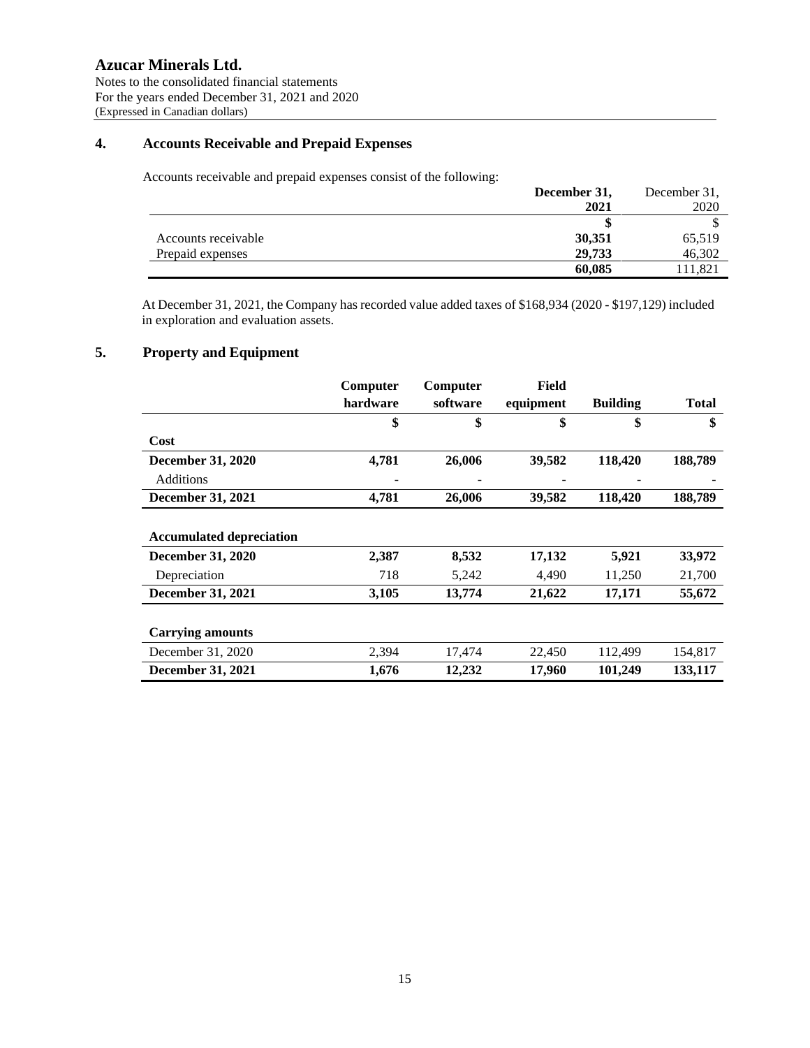## 4. Accounts Receivable and Prepaid Expenses

Accounts receivable and prepaid expenses consist of the following:

| | **December 31, 2021** | December 31, 2020 |
|---|---|---|
| | **$** | $ |
| Accounts receivable | **30,351** | 65,519 |
| Prepaid expenses | **29,733** | 46,302 |
| | **60,085** | 111,821 |

At December 31, 2021, the Company has recorded value added taxes of $168,934 (2020 - $197,129) included in exploration and evaluation assets.

## 5. Property and Equipment

| | **Computer hardware** | **Computer software** | **Field equipment** | **Building** | **Total** |
|---|---|---|---|---|---|
| | **$** | **$** | **$** | **$** | **$** |
| **Cost** | | | | | |
| **December 31, 2020** | **4,781** | **26,006** | **39,582** | **118,420** | **188,789** |
| Additions | - | - | - | - | - |
| **December 31, 2021** | **4,781** | **26,006** | **39,582** | **118,420** | **188,789** |
| | | | | | |
| **Accumulated depreciation** | | | | | |
| **December 31, 2020** | **2,387** | **8,532** | **17,132** | **5,921** | **33,972** |
| Depreciation | 718 | 5,242 | 4,490 | 11,250 | 21,700 |
| **December 31, 2021** | **3,105** | **13,774** | **21,622** | **17,171** | **55,672** |
| | | | | | |
| **Carrying amounts** | | | | | |
| December 31, 2020 | 2,394 | 17,474 | 22,450 | 112,499 | 154,817 |
| **December 31, 2021** | **1,676** | **12,232** | **17,960** | **101,249** | **133,117** |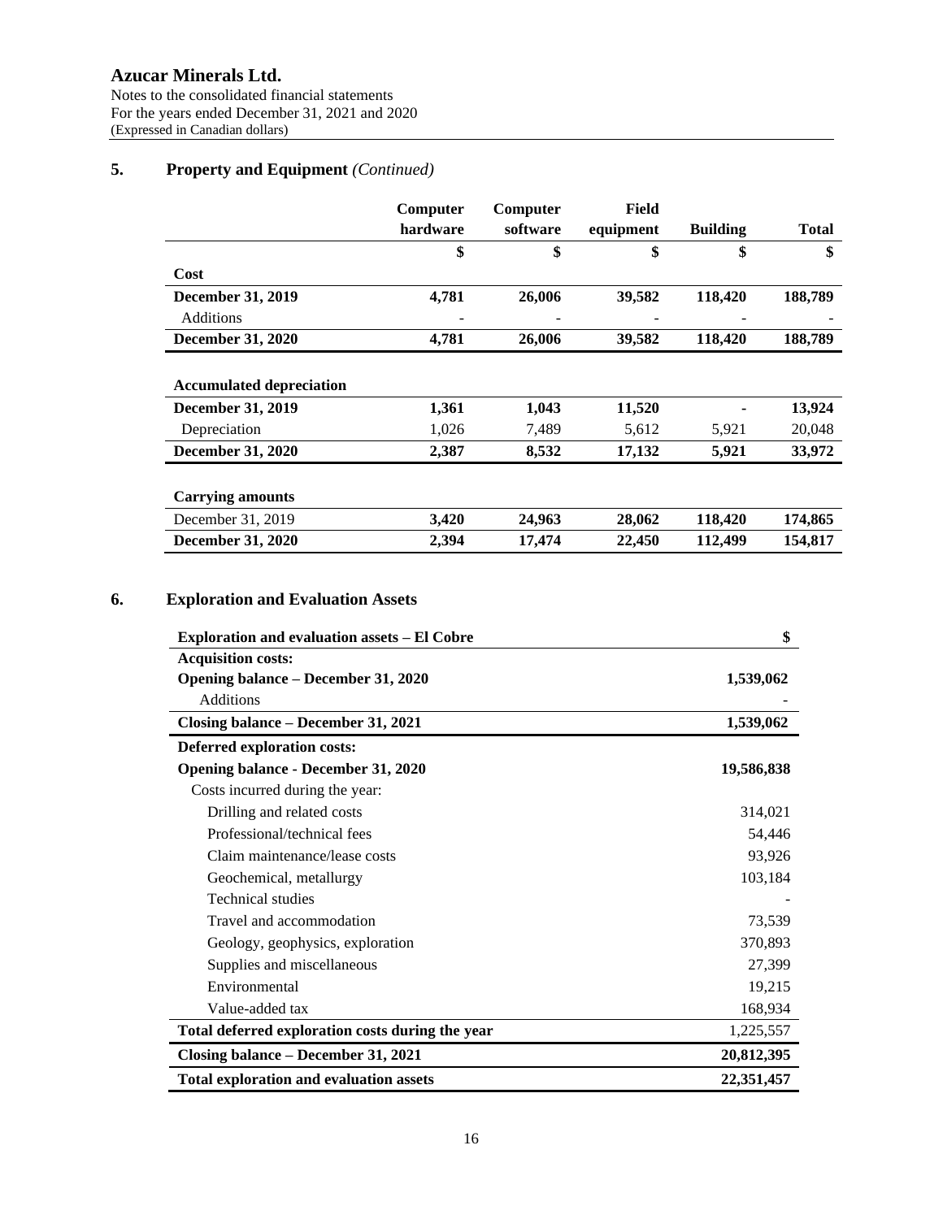**Azucar Minerals Ltd.**
Notes to the consolidated financial statements
For the years ended December 31, 2021 and 2020
(Expressed in Canadian dollars)

## 5. Property and Equipment *(Continued)*

| | Computer hardware | Computer software | Field equipment | Building | Total |
|---|---|---|---|---|---|
| | **$** | **$** | **$** | **$** | **$** |
| **Cost** | | | | | |
| **December 31, 2019** | **4,781** | **26,006** | **39,582** | **118,420** | **188,789** |
| Additions | - | - | - | - | - |
| **December 31, 2020** | **4,781** | **26,006** | **39,582** | **118,420** | **188,789** |
| | | | | | |
| **Accumulated depreciation** | | | | | |
| **December 31, 2019** | **1,361** | **1,043** | **11,520** | **-** | **13,924** |
| Depreciation | 1,026 | 7,489 | 5,612 | 5,921 | 20,048 |
| **December 31, 2020** | **2,387** | **8,532** | **17,132** | **5,921** | **33,972** |
| | | | | | |
| **Carrying amounts** | | | | | |
| December 31, 2019 | **3,420** | **24,963** | **28,062** | **118,420** | **174,865** |
| **December 31, 2020** | **2,394** | **17,474** | **22,450** | **112,499** | **154,817** |

## 6. Exploration and Evaluation Assets

| Exploration and evaluation assets – El Cobre | $ |
|---|---|
| **Acquisition costs:** | |
| **Opening balance – December 31, 2020** | **1,539,062** |
| Additions | - |
| **Closing balance – December 31, 2021** | **1,539,062** |
| **Deferred exploration costs:** | |
| **Opening balance - December 31, 2020** | **19,586,838** |
| Costs incurred during the year: | |
| Drilling and related costs | 314,021 |
| Professional/technical fees | 54,446 |
| Claim maintenance/lease costs | 93,926 |
| Geochemical, metallurgy | 103,184 |
| Technical studies | - |
| Travel and accommodation | 73,539 |
| Geology, geophysics, exploration | 370,893 |
| Supplies and miscellaneous | 27,399 |
| Environmental | 19,215 |
| Value-added tax | 168,934 |
| **Total deferred exploration costs during the year** | 1,225,557 |
| **Closing balance – December 31, 2021** | **20,812,395** |
| **Total exploration and evaluation assets** | **22,351,457** |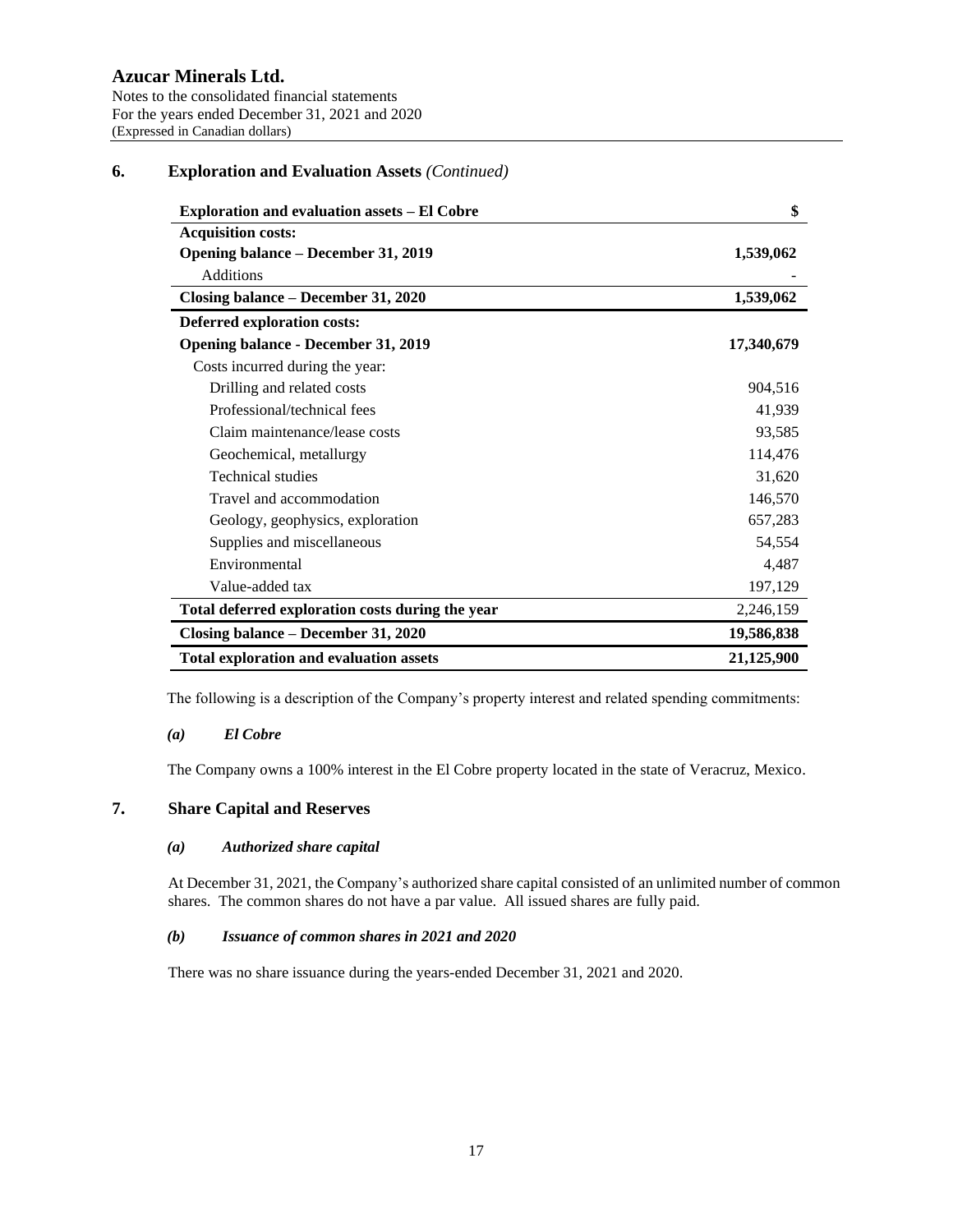## 6. Exploration and Evaluation Assets *(Continued)*

| **Exploration and evaluation assets – El Cobre** | **$** |
|---|---|
| **Acquisition costs:** | |
| **Opening balance – December 31, 2019** | **1,539,062** |
| Additions | - |
| **Closing balance – December 31, 2020** | **1,539,062** |
| **Deferred exploration costs:** | |
| **Opening balance - December 31, 2019** | **17,340,679** |
| Costs incurred during the year: | |
| Drilling and related costs | 904,516 |
| Professional/technical fees | 41,939 |
| Claim maintenance/lease costs | 93,585 |
| Geochemical, metallurgy | 114,476 |
| Technical studies | 31,620 |
| Travel and accommodation | 146,570 |
| Geology, geophysics, exploration | 657,283 |
| Supplies and miscellaneous | 54,554 |
| Environmental | 4,487 |
| Value-added tax | 197,129 |
| **Total deferred exploration costs during the year** | 2,246,159 |
| **Closing balance – December 31, 2020** | **19,586,838** |
| **Total exploration and evaluation assets** | **21,125,900** |

The following is a description of the Company's property interest and related spending commitments:

### *(a) El Cobre*

The Company owns a 100% interest in the El Cobre property located in the state of Veracruz, Mexico.

## 7. Share Capital and Reserves

### *(a) Authorized share capital*

At December 31, 2021, the Company's authorized share capital consisted of an unlimited number of common shares. The common shares do not have a par value. All issued shares are fully paid.

### *(b) Issuance of common shares in 2021 and 2020*

There was no share issuance during the years-ended December 31, 2021 and 2020.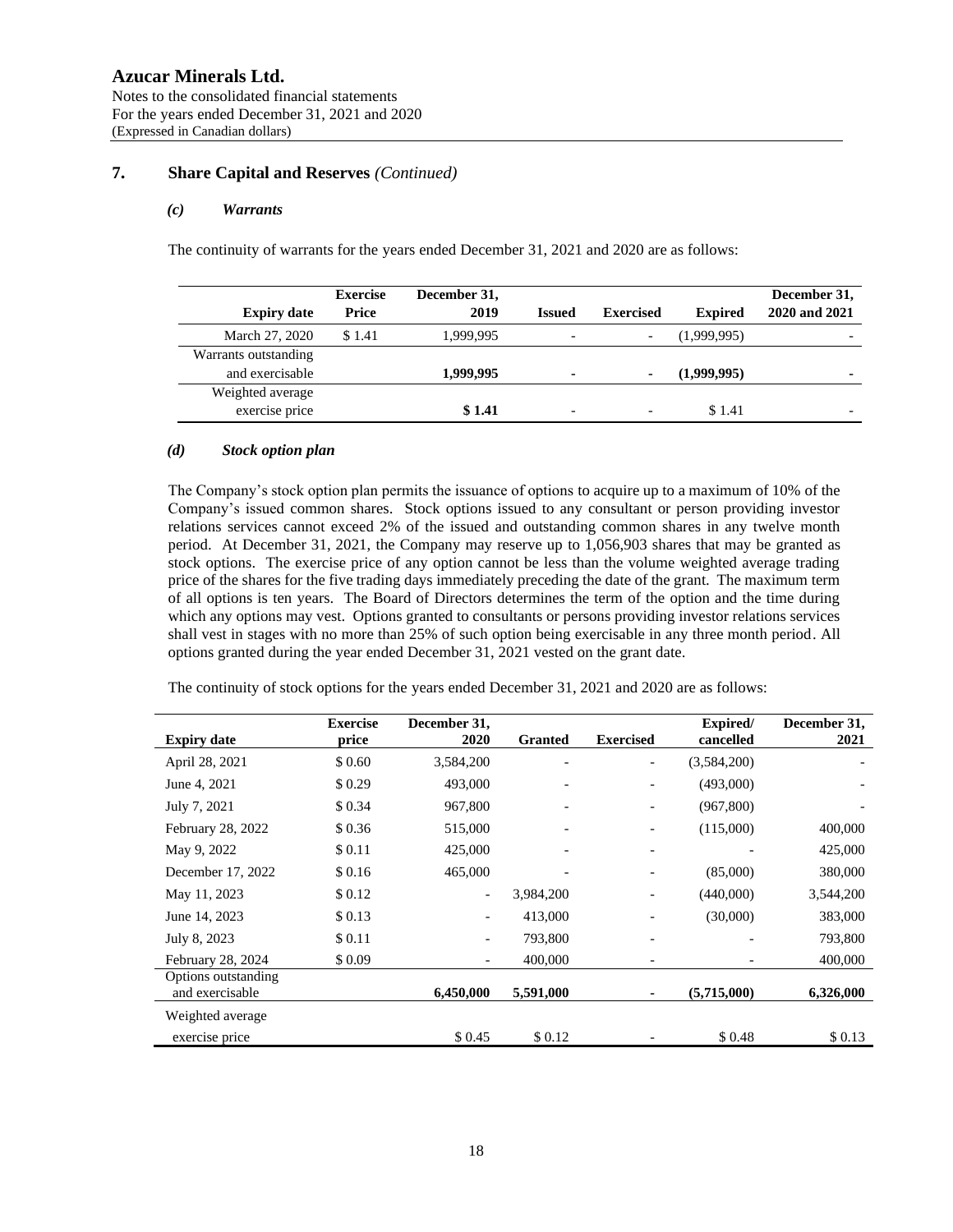## 7. Share Capital and Reserves *(Continued)*

### *(c) Warrants*

The continuity of warrants for the years ended December 31, 2021 and 2020 are as follows:

| Expiry date | Exercise Price | December 31, 2019 | Issued | Exercised | Expired | December 31, 2020 and 2021 |
|---|---|---|---|---|---|---|
| March 27, 2020 | $ 1.41 | 1,999,995 | - | - | (1,999,995) | - |
| Warrants outstanding and exercisable | | **1,999,995** | **-** | **-** | **(1,999,995)** | **-** |
| Weighted average exercise price | | **$ 1.41** | - | - | $ 1.41 | - |

### *(d) Stock option plan*

The Company's stock option plan permits the issuance of options to acquire up to a maximum of 10% of the Company's issued common shares. Stock options issued to any consultant or person providing investor relations services cannot exceed 2% of the issued and outstanding common shares in any twelve month period. At December 31, 2021, the Company may reserve up to 1,056,903 shares that may be granted as stock options. The exercise price of any option cannot be less than the volume weighted average trading price of the shares for the five trading days immediately preceding the date of the grant. The maximum term of all options is ten years. The Board of Directors determines the term of the option and the time during which any options may vest. Options granted to consultants or persons providing investor relations services shall vest in stages with no more than 25% of such option being exercisable in any three month period. All options granted during the year ended December 31, 2021 vested on the grant date.

The continuity of stock options for the years ended December 31, 2021 and 2020 are as follows:

| Expiry date | Exercise price | December 31, 2020 | Granted | Exercised | Expired/ cancelled | December 31, 2021 |
|---|---|---|---|---|---|---|
| April 28, 2021 | $ 0.60 | 3,584,200 | - | - | (3,584,200) | - |
| June 4, 2021 | $ 0.29 | 493,000 | - | - | (493,000) | - |
| July 7, 2021 | $ 0.34 | 967,800 | - | - | (967,800) | - |
| February 28, 2022 | $ 0.36 | 515,000 | - | - | (115,000) | 400,000 |
| May 9, 2022 | $ 0.11 | 425,000 | - | - | - | 425,000 |
| December 17, 2022 | $ 0.16 | 465,000 | - | - | (85,000) | 380,000 |
| May 11, 2023 | $ 0.12 | - | 3,984,200 | - | (440,000) | 3,544,200 |
| June 14, 2023 | $ 0.13 | - | 413,000 | - | (30,000) | 383,000 |
| July 8, 2023 | $ 0.11 | - | 793,800 | - | - | 793,800 |
| February 28, 2024 | $ 0.09 | - | 400,000 | - | - | 400,000 |
| Options outstanding and exercisable | | **6,450,000** | **5,591,000** | **-** | **(5,715,000)** | **6,326,000** |
| Weighted average exercise price | | $ 0.45 | $ 0.12 | - | $ 0.48 | $ 0.13 |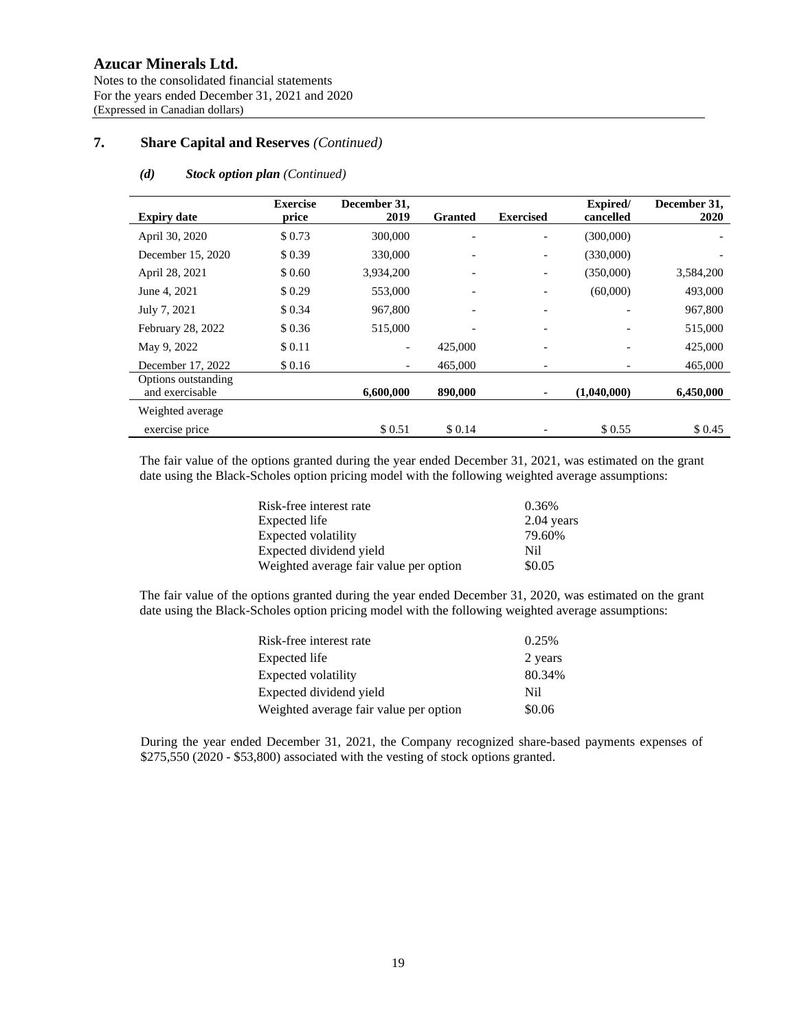**Azucar Minerals Ltd.**
Notes to the consolidated financial statements
For the years ended December 31, 2021 and 2020
(Expressed in Canadian dollars)

## 7. Share Capital and Reserves *(Continued)*

### *(d) Stock option plan (Continued)*

| Expiry date | Exercise price | December 31, 2019 | Granted | Exercised | Expired/ cancelled | December 31, 2020 |
|---|---|---|---|---|---|---|
| April 30, 2020 | $ 0.73 | 300,000 | - | - | (300,000) | - |
| December 15, 2020 | $ 0.39 | 330,000 | - | - | (330,000) | - |
| April 28, 2021 | $ 0.60 | 3,934,200 | - | - | (350,000) | 3,584,200 |
| June 4, 2021 | $ 0.29 | 553,000 | - | - | (60,000) | 493,000 |
| July 7, 2021 | $ 0.34 | 967,800 | - | - | - | 967,800 |
| February 28, 2022 | $ 0.36 | 515,000 | - | - | - | 515,000 |
| May 9, 2022 | $ 0.11 | - | 425,000 | - | - | 425,000 |
| December 17, 2022 | $ 0.16 | - | 465,000 | - | - | 465,000 |
| Options outstanding and exercisable | | **6,600,000** | **890,000** | **-** | **(1,040,000)** | **6,450,000** |
| Weighted average exercise price | | $ 0.51 | $ 0.14 | - | $ 0.55 | $ 0.45 |

The fair value of the options granted during the year ended December 31, 2021, was estimated on the grant date using the Black-Scholes option pricing model with the following weighted average assumptions:

| | |
|---|---|
| Risk-free interest rate | 0.36% |
| Expected life | 2.04 years |
| Expected volatility | 79.60% |
| Expected dividend yield | Nil |
| Weighted average fair value per option | $0.05 |

The fair value of the options granted during the year ended December 31, 2020, was estimated on the grant date using the Black-Scholes option pricing model with the following weighted average assumptions:

| | |
|---|---|
| Risk-free interest rate | 0.25% |
| Expected life | 2 years |
| Expected volatility | 80.34% |
| Expected dividend yield | Nil |
| Weighted average fair value per option | $0.06 |

During the year ended December 31, 2021, the Company recognized share-based payments expenses of $275,550 (2020 - $53,800) associated with the vesting of stock options granted.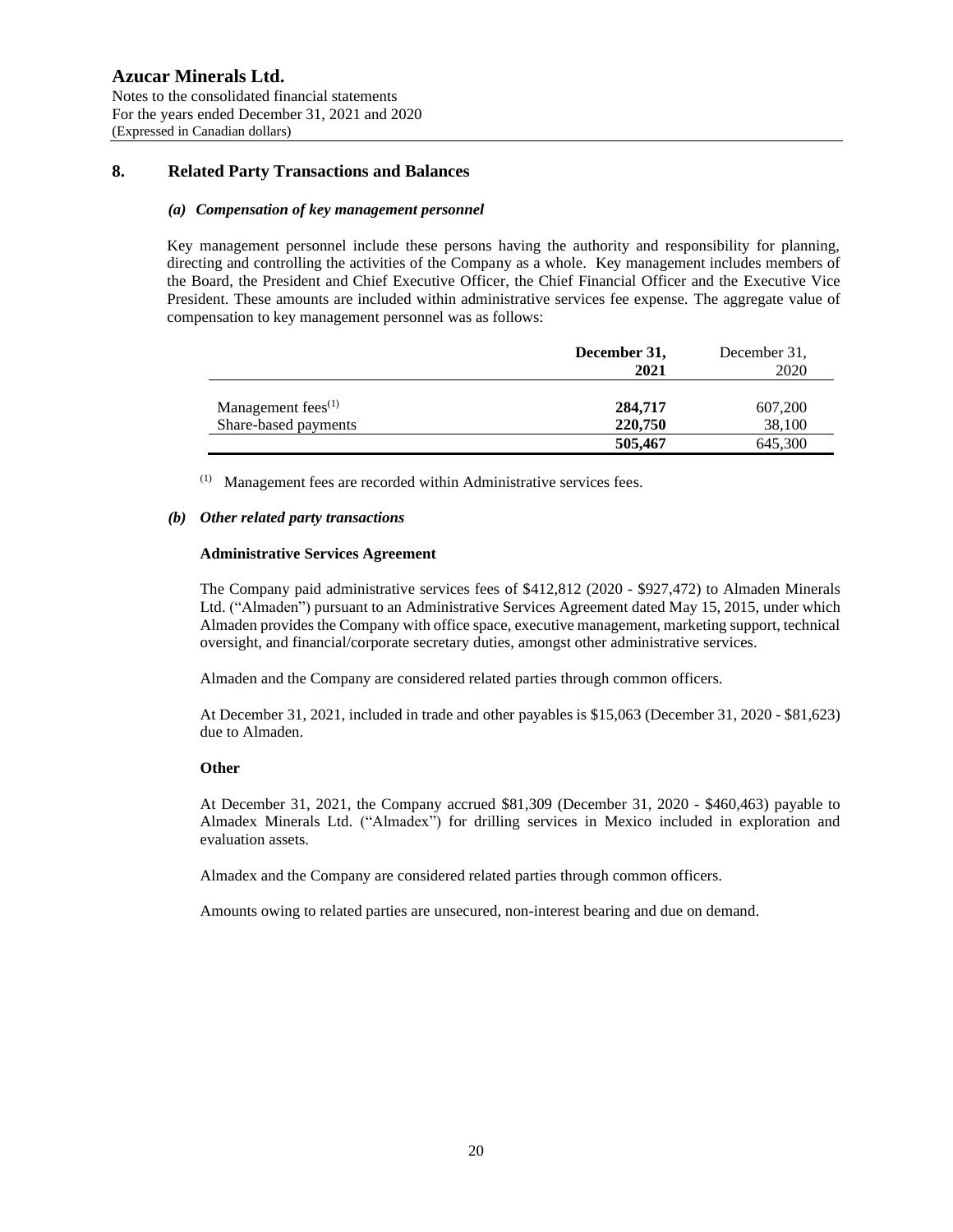# Azucar Minerals Ltd.

Notes to the consolidated financial statements
For the years ended December 31, 2021 and 2020
(Expressed in Canadian dollars)

## 8. Related Party Transactions and Balances

### *(a) Compensation of key management personnel*

Key management personnel include these persons having the authority and responsibility for planning, directing and controlling the activities of the Company as a whole. Key management includes members of the Board, the President and Chief Executive Officer, the Chief Financial Officer and the Executive Vice President. These amounts are included within administrative services fee expense. The aggregate value of compensation to key management personnel was as follows:

| | **December 31, 2021** | December 31, 2020 |
|---|---|---|
| Management fees[1] | **284,717** | 607,200 |
| Share-based payments | **220,750** | 38,100 |
| | **505,467** | 645,300 |

[1] Management fees are recorded within Administrative services fees.

### *(b) Other related party transactions*

**Administrative Services Agreement**

The Company paid administrative services fees of $412,812 (2020 - $927,472) to Almaden Minerals Ltd. ("Almaden") pursuant to an Administrative Services Agreement dated May 15, 2015, under which Almaden provides the Company with office space, executive management, marketing support, technical oversight, and financial/corporate secretary duties, amongst other administrative services.

Almaden and the Company are considered related parties through common officers.

At December 31, 2021, included in trade and other payables is $15,063 (December 31, 2020 - $81,623) due to Almaden.

**Other**

At December 31, 2021, the Company accrued $81,309 (December 31, 2020 - $460,463) payable to Almadex Minerals Ltd. ("Almadex") for drilling services in Mexico included in exploration and evaluation assets.

Almadex and the Company are considered related parties through common officers.

Amounts owing to related parties are unsecured, non-interest bearing and due on demand.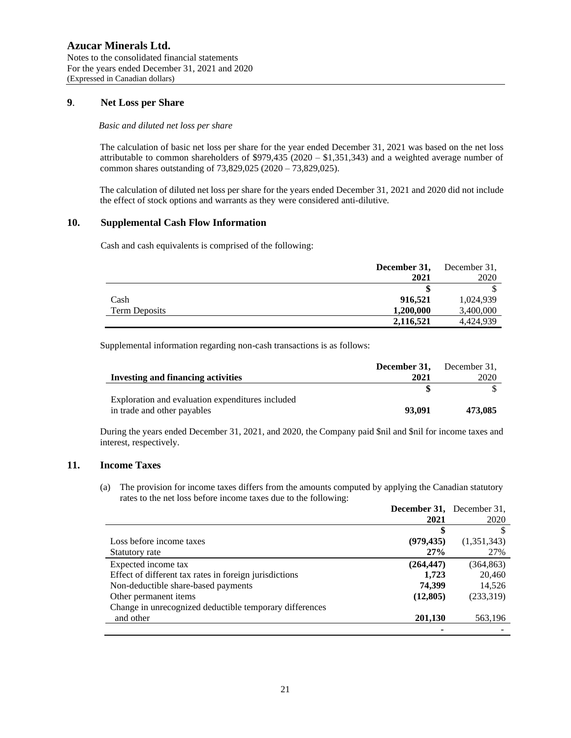**Azucar Minerals Ltd.**
Notes to the consolidated financial statements
For the years ended December 31, 2021 and 2020
(Expressed in Canadian dollars)

## 9. Net Loss per Share

*Basic and diluted net loss per share*

The calculation of basic net loss per share for the year ended December 31, 2021 was based on the net loss attributable to common shareholders of $979,435 (2020 – $1,351,343) and a weighted average number of common shares outstanding of 73,829,025 (2020 – 73,829,025).

The calculation of diluted net loss per share for the years ended December 31, 2021 and 2020 did not include the effect of stock options and warrants as they were considered anti-dilutive.

## 10. Supplemental Cash Flow Information

Cash and cash equivalents is comprised of the following:

| | **December 31, 2021** | December 31, 2020 |
|---|---|---|
| | **$** | $ |
| Cash | **916,521** | 1,024,939 |
| Term Deposits | **1,200,000** | 3,400,000 |
| | **2,116,521** | 4,424,939 |

Supplemental information regarding non-cash transactions is as follows:

| **Investing and financing activities** | **December 31, 2021** | December 31, 2020 |
|---|---|---|
| | **$** | $ |
| Exploration and evaluation expenditures included in trade and other payables | **93,091** | **473,085** |

During the years ended December 31, 2021, and 2020, the Company paid $nil and $nil for income taxes and interest, respectively.

## 11. Income Taxes

(a) The provision for income taxes differs from the amounts computed by applying the Canadian statutory rates to the net loss before income taxes due to the following:

| | **December 31, 2021** | December 31, 2020 |
|---|---|---|
| | **$** | $ |
| Loss before income taxes | **(979,435)** | (1,351,343) |
| Statutory rate | **27%** | 27% |
| Expected income tax | **(264,447)** | (364,863) |
| Effect of different tax rates in foreign jurisdictions | **1,723** | 20,460 |
| Non-deductible share-based payments | **74,399** | 14,526 |
| Other permanent items | **(12,805)** | (233,319) |
| Change in unrecognized deductible temporary differences and other | **201,130** | 563,196 |
| | **-** | - |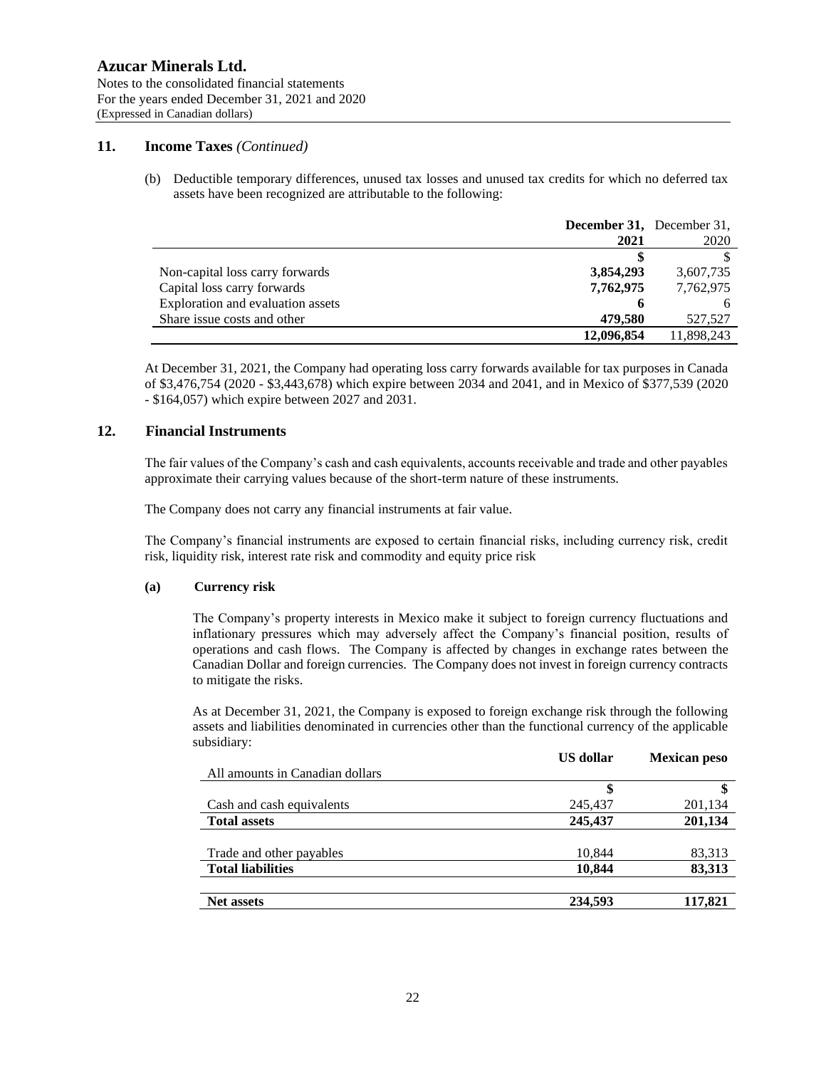## 11. Income Taxes *(Continued)*

(b) Deductible temporary differences, unused tax losses and unused tax credits for which no deferred tax assets have been recognized are attributable to the following:

| | **December 31, 2021** | December 31, 2020 |
|---|---|---|
| | **$** | $ |
| Non-capital loss carry forwards | **3,854,293** | 3,607,735 |
| Capital loss carry forwards | **7,762,975** | 7,762,975 |
| Exploration and evaluation assets | **6** | 6 |
| Share issue costs and other | **479,580** | 527,527 |
| | **12,096,854** | 11,898,243 |

At December 31, 2021, the Company had operating loss carry forwards available for tax purposes in Canada of $3,476,754 (2020 - $3,443,678) which expire between 2034 and 2041, and in Mexico of $377,539 (2020 - $164,057) which expire between 2027 and 2031.

## 12. Financial Instruments

The fair values of the Company's cash and cash equivalents, accounts receivable and trade and other payables approximate their carrying values because of the short-term nature of these instruments.

The Company does not carry any financial instruments at fair value.

The Company's financial instruments are exposed to certain financial risks, including currency risk, credit risk, liquidity risk, interest rate risk and commodity and equity price risk

### (a) Currency risk

The Company's property interests in Mexico make it subject to foreign currency fluctuations and inflationary pressures which may adversely affect the Company's financial position, results of operations and cash flows. The Company is affected by changes in exchange rates between the Canadian Dollar and foreign currencies. The Company does not invest in foreign currency contracts to mitigate the risks.

As at December 31, 2021, the Company is exposed to foreign exchange risk through the following assets and liabilities denominated in currencies other than the functional currency of the applicable subsidiary:

| All amounts in Canadian dollars | **US dollar** | **Mexican peso** |
|---|---|---|
| | **$** | **$** |
| Cash and cash equivalents | 245,437 | 201,134 |
| **Total assets** | **245,437** | **201,134** |
| Trade and other payables | 10,844 | 83,313 |
| **Total liabilities** | **10,844** | **83,313** |
| **Net assets** | **234,593** | **117,821** |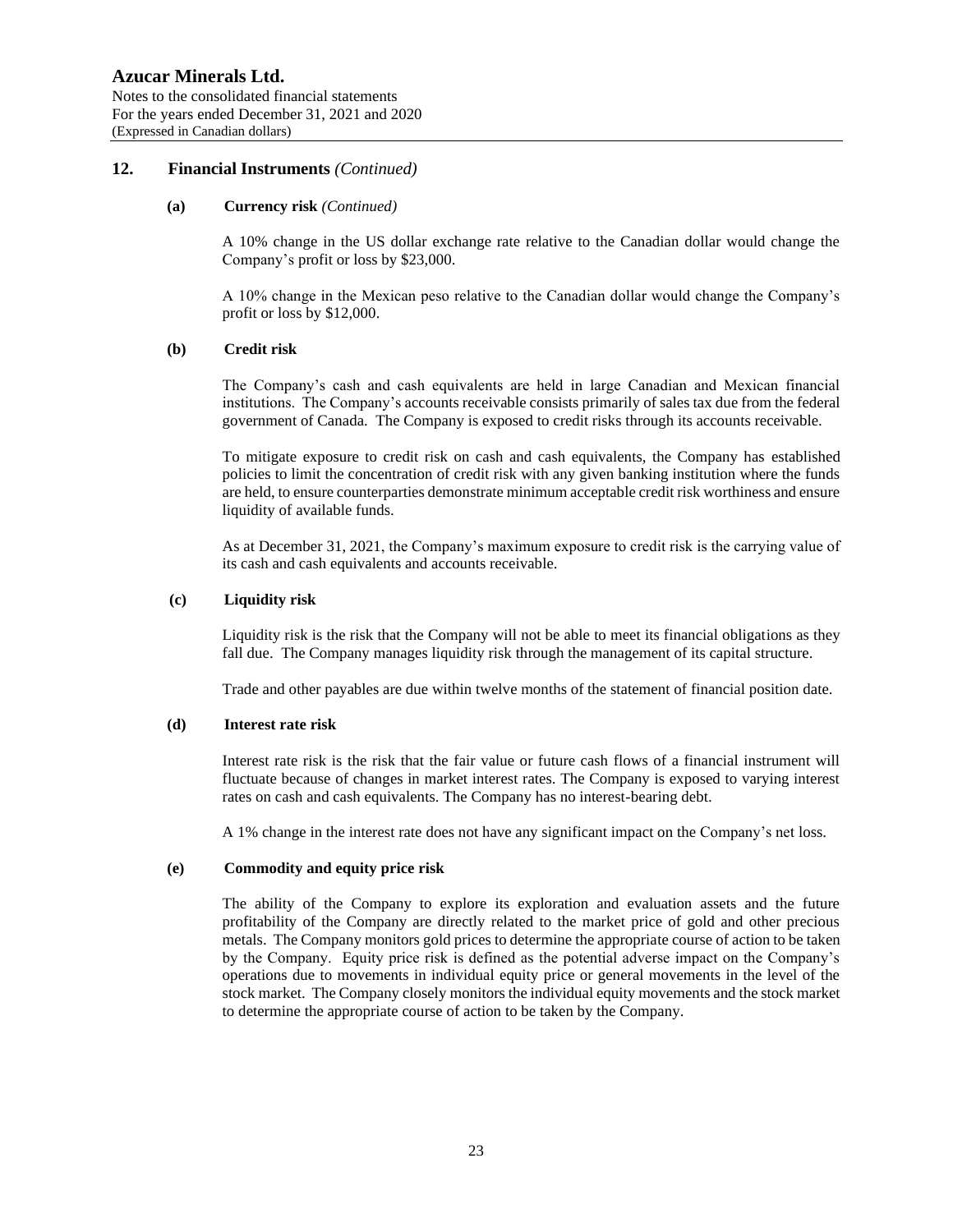## 12. Financial Instruments *(Continued)*

### (a) Currency risk *(Continued)*

A 10% change in the US dollar exchange rate relative to the Canadian dollar would change the Company's profit or loss by $23,000.

A 10% change in the Mexican peso relative to the Canadian dollar would change the Company's profit or loss by $12,000.

### (b) Credit risk

The Company's cash and cash equivalents are held in large Canadian and Mexican financial institutions. The Company's accounts receivable consists primarily of sales tax due from the federal government of Canada. The Company is exposed to credit risks through its accounts receivable.

To mitigate exposure to credit risk on cash and cash equivalents, the Company has established policies to limit the concentration of credit risk with any given banking institution where the funds are held, to ensure counterparties demonstrate minimum acceptable credit risk worthiness and ensure liquidity of available funds.

As at December 31, 2021, the Company's maximum exposure to credit risk is the carrying value of its cash and cash equivalents and accounts receivable.

### (c) Liquidity risk

Liquidity risk is the risk that the Company will not be able to meet its financial obligations as they fall due. The Company manages liquidity risk through the management of its capital structure.

Trade and other payables are due within twelve months of the statement of financial position date.

### (d) Interest rate risk

Interest rate risk is the risk that the fair value or future cash flows of a financial instrument will fluctuate because of changes in market interest rates. The Company is exposed to varying interest rates on cash and cash equivalents. The Company has no interest-bearing debt.

A 1% change in the interest rate does not have any significant impact on the Company's net loss.

### (e) Commodity and equity price risk

The ability of the Company to explore its exploration and evaluation assets and the future profitability of the Company are directly related to the market price of gold and other precious metals. The Company monitors gold prices to determine the appropriate course of action to be taken by the Company. Equity price risk is defined as the potential adverse impact on the Company's operations due to movements in individual equity price or general movements in the level of the stock market. The Company closely monitors the individual equity movements and the stock market to determine the appropriate course of action to be taken by the Company.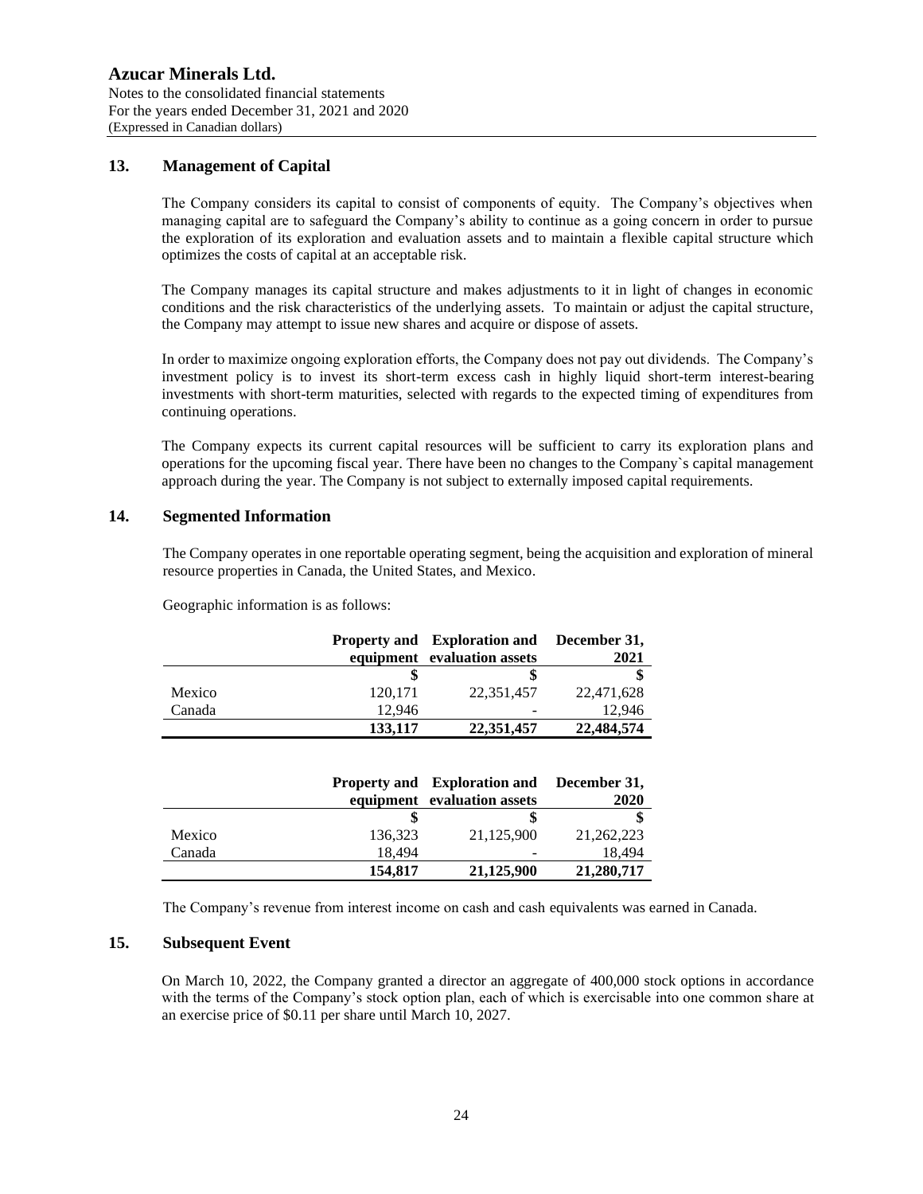## 13. Management of Capital

The Company considers its capital to consist of components of equity. The Company's objectives when managing capital are to safeguard the Company's ability to continue as a going concern in order to pursue the exploration of its exploration and evaluation assets and to maintain a flexible capital structure which optimizes the costs of capital at an acceptable risk.

The Company manages its capital structure and makes adjustments to it in light of changes in economic conditions and the risk characteristics of the underlying assets. To maintain or adjust the capital structure, the Company may attempt to issue new shares and acquire or dispose of assets.

In order to maximize ongoing exploration efforts, the Company does not pay out dividends. The Company's investment policy is to invest its short-term excess cash in highly liquid short-term interest-bearing investments with short-term maturities, selected with regards to the expected timing of expenditures from continuing operations.

The Company expects its current capital resources will be sufficient to carry its exploration plans and operations for the upcoming fiscal year. There have been no changes to the Company`s capital management approach during the year. The Company is not subject to externally imposed capital requirements.

## 14. Segmented Information

The Company operates in one reportable operating segment, being the acquisition and exploration of mineral resource properties in Canada, the United States, and Mexico.

Geographic information is as follows:

| | Property and equipment | Exploration and evaluation assets | December 31, 2021 |
|---|---|---|---|
| | $ | $ | $ |
| Mexico | 120,171 | 22,351,457 | 22,471,628 |
| Canada | 12,946 | - | 12,946 |
| | **133,117** | **22,351,457** | **22,484,574** |

| | Property and equipment | Exploration and evaluation assets | December 31, 2020 |
|---|---|---|---|
| | $ | $ | $ |
| Mexico | 136,323 | 21,125,900 | 21,262,223 |
| Canada | 18,494 | - | 18,494 |
| | **154,817** | **21,125,900** | **21,280,717** |

The Company's revenue from interest income on cash and cash equivalents was earned in Canada.

## 15. Subsequent Event

On March 10, 2022, the Company granted a director an aggregate of 400,000 stock options in accordance with the terms of the Company's stock option plan, each of which is exercisable into one common share at an exercise price of $0.11 per share until March 10, 2027.